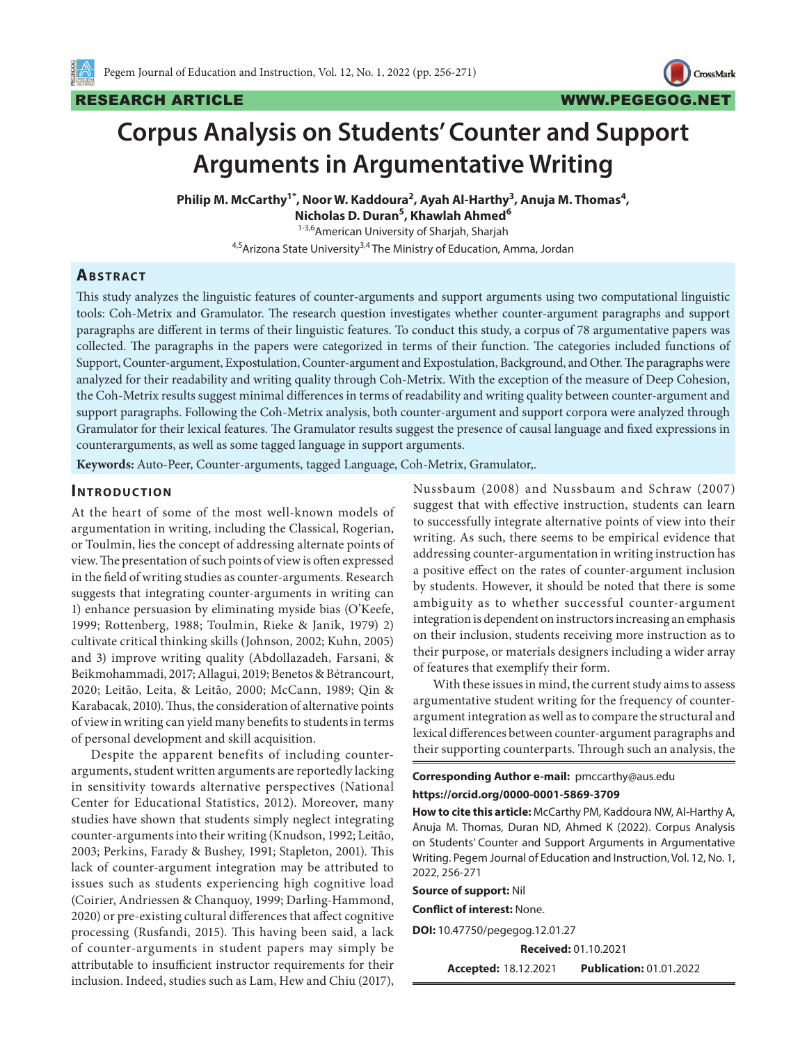RESEARCH ARTICLE

# Corpus Analysis on Students' Counter and Support Arguments in Argumentative Writing

**Philip M. McCarthy[1*], Noor W. Kaddoura[2], Ayah Al-Harthy[3], Anuja M. Thomas[4], Nicholas D. Duran[5], Khawlah Ahmed[6]**

[1-3,6]American University of Sharjah, Sharjah

[4,5]Arizona State University[3,4] The Ministry of Education, Amma, Jordan

## Abstract

This study analyzes the linguistic features of counter-arguments and support arguments using two computational linguistic tools: Coh-Metrix and Gramulator. The research question investigates whether counter-argument paragraphs and support paragraphs are different in terms of their linguistic features. To conduct this study, a corpus of 78 argumentative papers was collected. The paragraphs in the papers were categorized in terms of their function. The categories included functions of Support, Counter-argument, Expostulation, Counter-argument and Expostulation, Background, and Other. The paragraphs were analyzed for their readability and writing quality through Coh-Metrix. With the exception of the measure of Deep Cohesion, the Coh-Metrix results suggest minimal differences in terms of readability and writing quality between counter-argument and support paragraphs. Following the Coh-Metrix analysis, both counter-argument and support corpora were analyzed through Gramulator for their lexical features. The Gramulator results suggest the presence of causal language and fixed expressions in counterarguments, as well as some tagged language in support arguments.

**Keywords:** Auto-Peer, Counter-arguments, tagged Language, Coh-Metrix, Gramulator,.

## Introduction

At the heart of some of the most well-known models of argumentation in writing, including the Classical, Rogerian, or Toulmin, lies the concept of addressing alternate points of view. The presentation of such points of view is often expressed in the field of writing studies as counter-arguments. Research suggests that integrating counter-arguments in writing can 1) enhance persuasion by eliminating myside bias (O'Keefe, 1999; Rottenberg, 1988; Toulmin, Rieke & Janik, 1979) 2) cultivate critical thinking skills (Johnson, 2002; Kuhn, 2005) and 3) improve writing quality (Abdollazadeh, Farsani, & Beikmohammadi, 2017; Allagui, 2019; Benetos & Bétrancourt, 2020; Leitão, Leita, & Leitão, 2000; McCann, 1989; Qin & Karabacak, 2010). Thus, the consideration of alternative points of view in writing can yield many benefits to students in terms of personal development and skill acquisition.

Despite the apparent benefits of including counter-arguments, student written arguments are reportedly lacking in sensitivity towards alternative perspectives (National Center for Educational Statistics, 2012). Moreover, many studies have shown that students simply neglect integrating counter-arguments into their writing (Knudson, 1992; Leitão, 2003; Perkins, Farady & Bushey, 1991; Stapleton, 2001). This lack of counter-argument integration may be attributed to issues such as students experiencing high cognitive load (Coirier, Andriessen & Chanquoy, 1999; Darling-Hammond, 2020) or pre-existing cultural differences that affect cognitive processing (Rusfandi, 2015). This having been said, a lack of counter-arguments in student papers may simply be attributable to insufficient instructor requirements for their inclusion. Indeed, studies such as Lam, Hew and Chiu (2017), Nussbaum (2008) and Nussbaum and Schraw (2007) suggest that with effective instruction, students can learn to successfully integrate alternative points of view into their writing. As such, there seems to be empirical evidence that addressing counter-argumentation in writing instruction has a positive effect on the rates of counter-argument inclusion by students. However, it should be noted that there is some ambiguity as to whether successful counter-argument integration is dependent on instructors increasing an emphasis on their inclusion, students receiving more instruction as to their purpose, or materials designers including a wider array of features that exemplify their form.

With these issues in mind, the current study aims to assess argumentative student writing for the frequency of counter-argument integration as well as to compare the structural and lexical differences between counter-argument paragraphs and their supporting counterparts. Through such an analysis, the

**Corresponding Author e-mail:** pmccarthy@aus.edu

**https://orcid.org/0000-0001-5869-3709**

**How to cite this article:** McCarthy PM, Kaddoura NW, Al-Harthy A, Anuja M. Thomas, Duran ND, Ahmed K (2022). Corpus Analysis on Students' Counter and Support Arguments in Argumentative Writing. Pegem Journal of Education and Instruction, Vol. 12, No. 1, 2022, 256-271

**Source of support:** Nil

**Conflict of interest:** None.

**DOI:** 10.47750/pegegog.12.01.27

**Received:** 01.10.2021

**Accepted:** 18.12.2021 **Publication:** 01.01.2022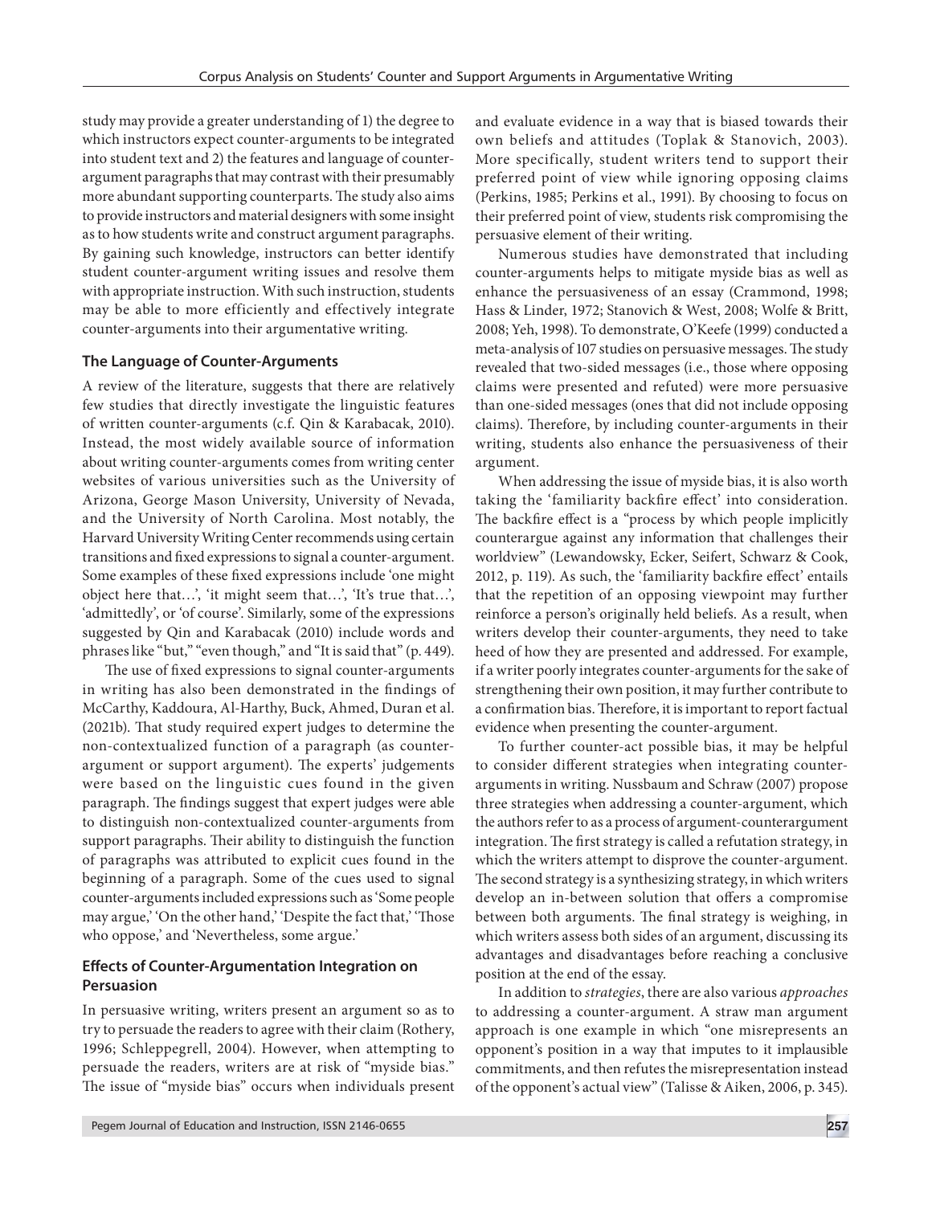study may provide a greater understanding of 1) the degree to which instructors expect counter-arguments to be integrated into student text and 2) the features and language of counter-argument paragraphs that may contrast with their presumably more abundant supporting counterparts. The study also aims to provide instructors and material designers with some insight as to how students write and construct argument paragraphs. By gaining such knowledge, instructors can better identify student counter-argument writing issues and resolve them with appropriate instruction. With such instruction, students may be able to more efficiently and effectively integrate counter-arguments into their argumentative writing.

### The Language of Counter-Arguments

A review of the literature, suggests that there are relatively few studies that directly investigate the linguistic features of written counter-arguments (c.f. Qin & Karabacak, 2010). Instead, the most widely available source of information about writing counter-arguments comes from writing center websites of various universities such as the University of Arizona, George Mason University, University of Nevada, and the University of North Carolina. Most notably, the Harvard University Writing Center recommends using certain transitions and fixed expressions to signal a counter-argument. Some examples of these fixed expressions include 'one might object here that…', 'it might seem that…', 'It's true that…', 'admittedly', or 'of course'. Similarly, some of the expressions suggested by Qin and Karabacak (2010) include words and phrases like "but," "even though," and "It is said that" (p. 449).

The use of fixed expressions to signal counter-arguments in writing has also been demonstrated in the findings of McCarthy, Kaddoura, Al-Harthy, Buck, Ahmed, Duran et al. (2021b). That study required expert judges to determine the non-contextualized function of a paragraph (as counter-argument or support argument). The experts' judgements were based on the linguistic cues found in the given paragraph. The findings suggest that expert judges were able to distinguish non-contextualized counter-arguments from support paragraphs. Their ability to distinguish the function of paragraphs was attributed to explicit cues found in the beginning of a paragraph. Some of the cues used to signal counter-arguments included expressions such as 'Some people may argue,' 'On the other hand,' 'Despite the fact that,' 'Those who oppose,' and 'Nevertheless, some argue.'

### Effects of Counter-Argumentation Integration on Persuasion

In persuasive writing, writers present an argument so as to try to persuade the readers to agree with their claim (Rothery, 1996; Schleppegrell, 2004). However, when attempting to persuade the readers, writers are at risk of "myside bias." The issue of "myside bias" occurs when individuals present and evaluate evidence in a way that is biased towards their own beliefs and attitudes (Toplak & Stanovich, 2003). More specifically, student writers tend to support their preferred point of view while ignoring opposing claims (Perkins, 1985; Perkins et al., 1991). By choosing to focus on their preferred point of view, students risk compromising the persuasive element of their writing.

Numerous studies have demonstrated that including counter-arguments helps to mitigate myside bias as well as enhance the persuasiveness of an essay (Crammond, 1998; Hass & Linder, 1972; Stanovich & West, 2008; Wolfe & Britt, 2008; Yeh, 1998). To demonstrate, O'Keefe (1999) conducted a meta-analysis of 107 studies on persuasive messages. The study revealed that two-sided messages (i.e., those where opposing claims were presented and refuted) were more persuasive than one-sided messages (ones that did not include opposing claims). Therefore, by including counter-arguments in their writing, students also enhance the persuasiveness of their argument.

When addressing the issue of myside bias, it is also worth taking the 'familiarity backfire effect' into consideration. The backfire effect is a "process by which people implicitly counterargue against any information that challenges their worldview" (Lewandowsky, Ecker, Seifert, Schwarz & Cook, 2012, p. 119). As such, the 'familiarity backfire effect' entails that the repetition of an opposing viewpoint may further reinforce a person's originally held beliefs. As a result, when writers develop their counter-arguments, they need to take heed of how they are presented and addressed. For example, if a writer poorly integrates counter-arguments for the sake of strengthening their own position, it may further contribute to a confirmation bias. Therefore, it is important to report factual evidence when presenting the counter-argument.

To further counter-act possible bias, it may be helpful to consider different strategies when integrating counter-arguments in writing. Nussbaum and Schraw (2007) propose three strategies when addressing a counter-argument, which the authors refer to as a process of argument-counterargument integration. The first strategy is called a refutation strategy, in which the writers attempt to disprove the counter-argument. The second strategy is a synthesizing strategy, in which writers develop an in-between solution that offers a compromise between both arguments. The final strategy is weighing, in which writers assess both sides of an argument, discussing its advantages and disadvantages before reaching a conclusive position at the end of the essay.

In addition to *strategies*, there are also various *approaches* to addressing a counter-argument. A straw man argument approach is one example in which "one misrepresents an opponent's position in a way that imputes to it implausible commitments, and then refutes the misrepresentation instead of the opponent's actual view" (Talisse & Aiken, 2006, p. 345).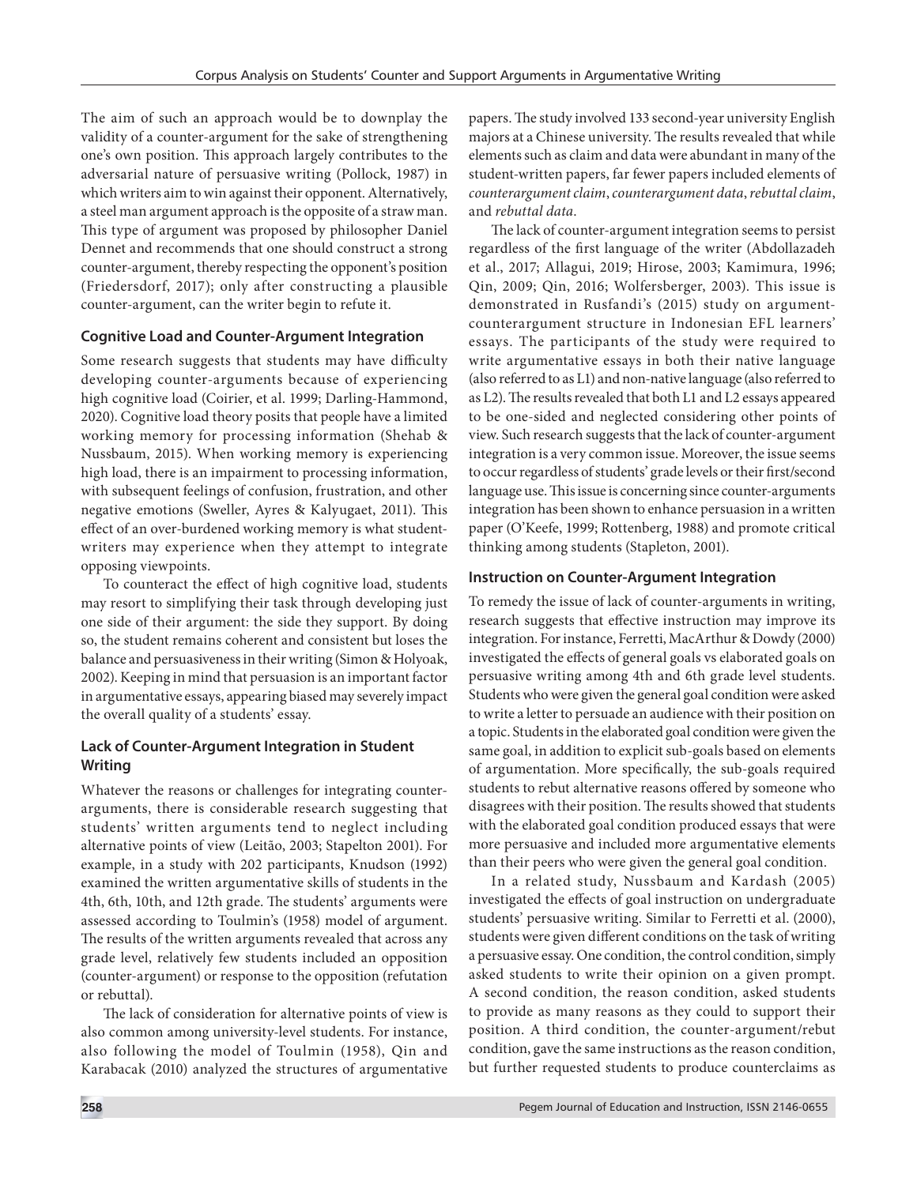The aim of such an approach would be to downplay the validity of a counter-argument for the sake of strengthening one's own position. This approach largely contributes to the adversarial nature of persuasive writing (Pollock, 1987) in which writers aim to win against their opponent. Alternatively, a steel man argument approach is the opposite of a straw man. This type of argument was proposed by philosopher Daniel Dennet and recommends that one should construct a strong counter-argument, thereby respecting the opponent's position (Friedersdorf, 2017); only after constructing a plausible counter-argument, can the writer begin to refute it.

### Cognitive Load and Counter-Argument Integration

Some research suggests that students may have difficulty developing counter-arguments because of experiencing high cognitive load (Coirier, et al. 1999; Darling-Hammond, 2020). Cognitive load theory posits that people have a limited working memory for processing information (Shehab & Nussbaum, 2015). When working memory is experiencing high load, there is an impairment to processing information, with subsequent feelings of confusion, frustration, and other negative emotions (Sweller, Ayres & Kalyugaet, 2011). This effect of an over-burdened working memory is what student-writers may experience when they attempt to integrate opposing viewpoints.

To counteract the effect of high cognitive load, students may resort to simplifying their task through developing just one side of their argument: the side they support. By doing so, the student remains coherent and consistent but loses the balance and persuasiveness in their writing (Simon & Holyoak, 2002). Keeping in mind that persuasion is an important factor in argumentative essays, appearing biased may severely impact the overall quality of a students' essay.

### Lack of Counter-Argument Integration in Student Writing

Whatever the reasons or challenges for integrating counter-arguments, there is considerable research suggesting that students' written arguments tend to neglect including alternative points of view (Leitão, 2003; Stapelton 2001). For example, in a study with 202 participants, Knudson (1992) examined the written argumentative skills of students in the 4th, 6th, 10th, and 12th grade. The students' arguments were assessed according to Toulmin's (1958) model of argument. The results of the written arguments revealed that across any grade level, relatively few students included an opposition (counter-argument) or response to the opposition (refutation or rebuttal).

The lack of consideration for alternative points of view is also common among university-level students. For instance, also following the model of Toulmin (1958), Qin and Karabacak (2010) analyzed the structures of argumentative papers. The study involved 133 second-year university English majors at a Chinese university. The results revealed that while elements such as claim and data were abundant in many of the student-written papers, far fewer papers included elements of *counterargument claim*, *counterargument data*, *rebuttal claim*, and *rebuttal data*.

The lack of counter-argument integration seems to persist regardless of the first language of the writer (Abdollazadeh et al., 2017; Allagui, 2019; Hirose, 2003; Kamimura, 1996; Qin, 2009; Qin, 2016; Wolfersberger, 2003). This issue is demonstrated in Rusfandi's (2015) study on argument-counterargument structure in Indonesian EFL learners' essays. The participants of the study were required to write argumentative essays in both their native language (also referred to as L1) and non-native language (also referred to as L2). The results revealed that both L1 and L2 essays appeared to be one-sided and neglected considering other points of view. Such research suggests that the lack of counter-argument integration is a very common issue. Moreover, the issue seems to occur regardless of students' grade levels or their first/second language use. This issue is concerning since counter-arguments integration has been shown to enhance persuasion in a written paper (O'Keefe, 1999; Rottenberg, 1988) and promote critical thinking among students (Stapleton, 2001).

### Instruction on Counter-Argument Integration

To remedy the issue of lack of counter-arguments in writing, research suggests that effective instruction may improve its integration. For instance, Ferretti, MacArthur & Dowdy (2000) investigated the effects of general goals vs elaborated goals on persuasive writing among 4th and 6th grade level students. Students who were given the general goal condition were asked to write a letter to persuade an audience with their position on a topic. Students in the elaborated goal condition were given the same goal, in addition to explicit sub-goals based on elements of argumentation. More specifically, the sub-goals required students to rebut alternative reasons offered by someone who disagrees with their position. The results showed that students with the elaborated goal condition produced essays that were more persuasive and included more argumentative elements than their peers who were given the general goal condition.

In a related study, Nussbaum and Kardash (2005) investigated the effects of goal instruction on undergraduate students' persuasive writing. Similar to Ferretti et al. (2000), students were given different conditions on the task of writing a persuasive essay. One condition, the control condition, simply asked students to write their opinion on a given prompt. A second condition, the reason condition, asked students to provide as many reasons as they could to support their position. A third condition, the counter-argument/rebut condition, gave the same instructions as the reason condition, but further requested students to produce counterclaims as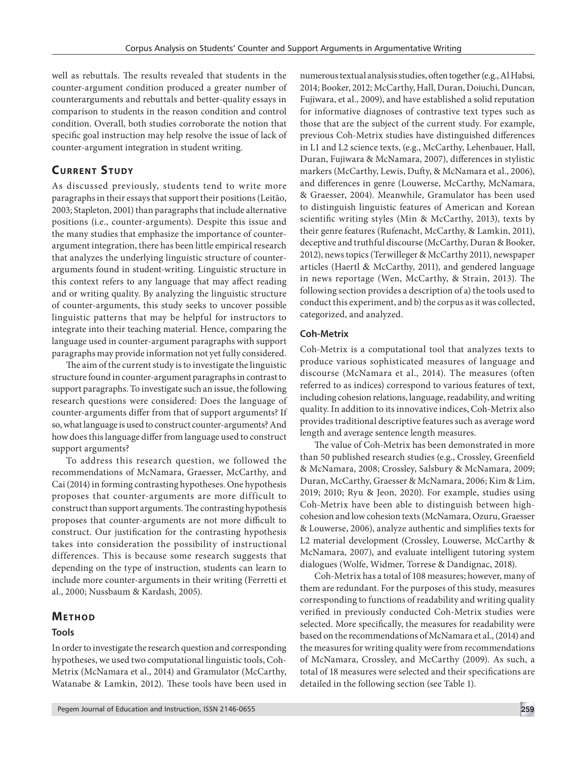well as rebuttals. The results revealed that students in the counter-argument condition produced a greater number of counterarguments and rebuttals and better-quality essays in comparison to students in the reason condition and control condition. Overall, both studies corroborate the notion that specific goal instruction may help resolve the issue of lack of counter-argument integration in student writing.

## Current Study

As discussed previously, students tend to write more paragraphs in their essays that support their positions (Leitão, 2003; Stapleton, 2001) than paragraphs that include alternative positions (i.e., counter-arguments). Despite this issue and the many studies that emphasize the importance of counter-argument integration, there has been little empirical research that analyzes the underlying linguistic structure of counter-arguments found in student-writing. Linguistic structure in this context refers to any language that may affect reading and or writing quality. By analyzing the linguistic structure of counter-arguments, this study seeks to uncover possible linguistic patterns that may be helpful for instructors to integrate into their teaching material. Hence, comparing the language used in counter-argument paragraphs with support paragraphs may provide information not yet fully considered.

The aim of the current study is to investigate the linguistic structure found in counter-argument paragraphs in contrast to support paragraphs. To investigate such an issue, the following research questions were considered: Does the language of counter-arguments differ from that of support arguments? If so, what language is used to construct counter-arguments? And how does this language differ from language used to construct support arguments?

To address this research question, we followed the recommendations of McNamara, Graesser, McCarthy, and Cai (2014) in forming contrasting hypotheses. One hypothesis proposes that counter-arguments are more difficult to construct than support arguments. The contrasting hypothesis proposes that counter-arguments are not more difficult to construct. Our justification for the contrasting hypothesis takes into consideration the possibility of instructional differences. This is because some research suggests that depending on the type of instruction, students can learn to include more counter-arguments in their writing (Ferretti et al., 2000; Nussbaum & Kardash, 2005).

## Method

### Tools

In order to investigate the research question and corresponding hypotheses, we used two computational linguistic tools, Coh-Metrix (McNamara et al., 2014) and Gramulator (McCarthy, Watanabe & Lamkin, 2012). These tools have been used in numerous textual analysis studies, often together (e.g., Al Habsi, 2014; Booker, 2012; McCarthy, Hall, Duran, Doiuchi, Duncan, Fujiwara, et al., 2009), and have established a solid reputation for informative diagnoses of contrastive text types such as those that are the subject of the current study. For example, previous Coh-Metrix studies have distinguished differences in L1 and L2 science texts, (e.g., McCarthy, Lehenbauer, Hall, Duran, Fujiwara & McNamara, 2007), differences in stylistic markers (McCarthy, Lewis, Dufty, & McNamara et al., 2006), and differences in genre (Louwerse, McCarthy, McNamara, & Graesser, 2004). Meanwhile, Gramulator has been used to distinguish linguistic features of American and Korean scientific writing styles (Min & McCarthy, 2013), texts by their genre features (Rufenacht, McCarthy, & Lamkin, 2011), deceptive and truthful discourse (McCarthy, Duran & Booker, 2012), news topics (Terwilleger & McCarthy 2011), newspaper articles (Haertl & McCarthy, 2011), and gendered language in news reportage (Wen, McCarthy, & Strain, 2013). The following section provides a description of a) the tools used to conduct this experiment, and b) the corpus as it was collected, categorized, and analyzed.

### Coh-Metrix

Coh-Metrix is a computational tool that analyzes texts to produce various sophisticated measures of language and discourse (McNamara et al., 2014). The measures (often referred to as indices) correspond to various features of text, including cohesion relations, language, readability, and writing quality. In addition to its innovative indices, Coh-Metrix also provides traditional descriptive features such as average word length and average sentence length measures.

The value of Coh-Metrix has been demonstrated in more than 50 published research studies (e.g., Crossley, Greenfield & McNamara, 2008; Crossley, Salsbury & McNamara, 2009; Duran, McCarthy, Graesser & McNamara, 2006; Kim & Lim, 2019; 2010; Ryu & Jeon, 2020). For example, studies using Coh-Metrix have been able to distinguish between high-cohesion and low cohesion texts (McNamara, Ozuru, Graesser & Louwerse, 2006), analyze authentic and simplifies texts for L2 material development (Crossley, Louwerse, McCarthy & McNamara, 2007), and evaluate intelligent tutoring system dialogues (Wolfe, Widmer, Torrese & Dandignac, 2018).

Coh-Metrix has a total of 108 measures; however, many of them are redundant. For the purposes of this study, measures corresponding to functions of readability and writing quality verified in previously conducted Coh-Metrix studies were selected. More specifically, the measures for readability were based on the recommendations of McNamara et al., (2014) and the measures for writing quality were from recommendations of McNamara, Crossley, and McCarthy (2009). As such, a total of 18 measures were selected and their specifications are detailed in the following section (see Table 1).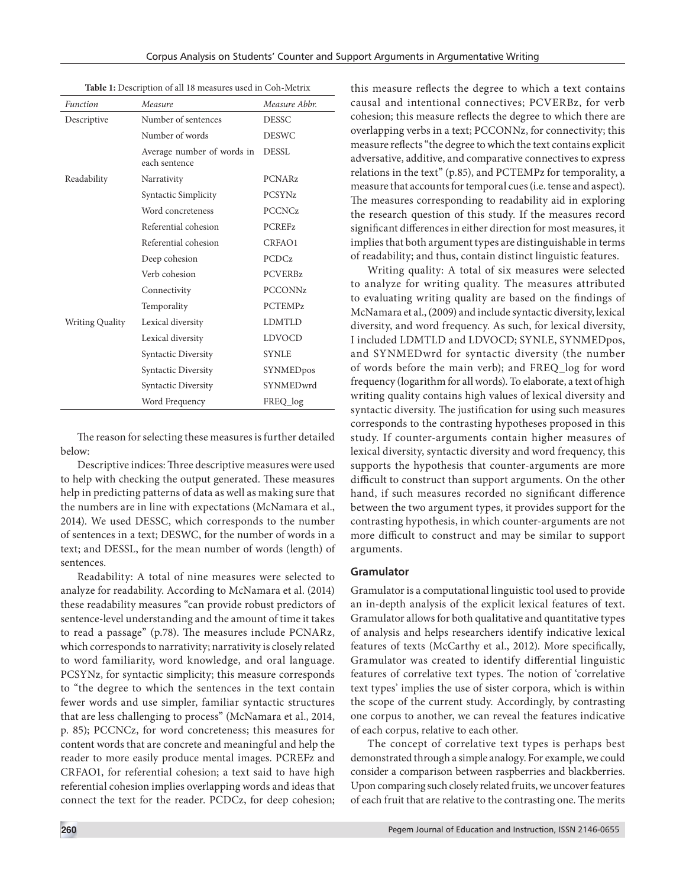**Table 1:** Description of all 18 measures used in Coh-Metrix

| *Function* | *Measure* | *Measure Abbr.* |
|---|---|---|
| Descriptive | Number of sentences | DESSC |
| | Number of words | DESWC |
| | Average number of words in each sentence | DESSL |
| Readability | Narrativity | PCNARz |
| | Syntactic Simplicity | PCSYNz |
| | Word concreteness | PCCNCz |
| | Referential cohesion | PCREFz |
| | Referential cohesion | CRFAO1 |
| | Deep cohesion | PCDCz |
| | Verb cohesion | PCVERBz |
| | Connectivity | PCCONNz |
| | Temporality | PCTEMPz |
| Writing Quality | Lexical diversity | LDMTLD |
| | Lexical diversity | LDVOCD |
| | Syntactic Diversity | SYNLE |
| | Syntactic Diversity | SYNMEDpos |
| | Syntactic Diversity | SYNMEDwrd |
| | Word Frequency | FREQ_log |

The reason for selecting these measures is further detailed below:

Descriptive indices: Three descriptive measures were used to help with checking the output generated. These measures help in predicting patterns of data as well as making sure that the numbers are in line with expectations (McNamara et al., 2014). We used DESSC, which corresponds to the number of sentences in a text; DESWC, for the number of words in a text; and DESSL, for the mean number of words (length) of sentences.

Readability: A total of nine measures were selected to analyze for readability. According to McNamara et al. (2014) these readability measures "can provide robust predictors of sentence-level understanding and the amount of time it takes to read a passage" (p.78). The measures include PCNARz, which corresponds to narrativity; narrativity is closely related to word familiarity, word knowledge, and oral language. PCSYNz, for syntactic simplicity; this measure corresponds to "the degree to which the sentences in the text contain fewer words and use simpler, familiar syntactic structures that are less challenging to process" (McNamara et al., 2014, p. 85); PCCNCz, for word concreteness; this measures for content words that are concrete and meaningful and help the reader to more easily produce mental images. PCREFz and CRFAO1, for referential cohesion; a text said to have high referential cohesion implies overlapping words and ideas that connect the text for the reader. PCDCz, for deep cohesion; this measure reflects the degree to which a text contains causal and intentional connectives; PCVERBz, for verb cohesion; this measure reflects the degree to which there are overlapping verbs in a text; PCCONNz, for connectivity; this measure reflects "the degree to which the text contains explicit adversative, additive, and comparative connectives to express relations in the text" (p.85), and PCTEMPz for temporality, a measure that accounts for temporal cues (i.e. tense and aspect). The measures corresponding to readability aid in exploring the research question of this study. If the measures record significant differences in either direction for most measures, it implies that both argument types are distinguishable in terms of readability; and thus, contain distinct linguistic features.

Writing quality: A total of six measures were selected to analyze for writing quality. The measures attributed to evaluating writing quality are based on the findings of McNamara et al., (2009) and include syntactic diversity, lexical diversity, and word frequency. As such, for lexical diversity, I included LDMTLD and LDVOCD; SYNLE, SYNMEDpos, and SYNMEDwrd for syntactic diversity (the number of words before the main verb); and FREQ_log for word frequency (logarithm for all words). To elaborate, a text of high writing quality contains high values of lexical diversity and syntactic diversity. The justification for using such measures corresponds to the contrasting hypotheses proposed in this study. If counter-arguments contain higher measures of lexical diversity, syntactic diversity and word frequency, this supports the hypothesis that counter-arguments are more difficult to construct than support arguments. On the other hand, if such measures recorded no significant difference between the two argument types, it provides support for the contrasting hypothesis, in which counter-arguments are not more difficult to construct and may be similar to support arguments.

## Gramulator

Gramulator is a computational linguistic tool used to provide an in-depth analysis of the explicit lexical features of text. Gramulator allows for both qualitative and quantitative types of analysis and helps researchers identify indicative lexical features of texts (McCarthy et al., 2012). More specifically, Gramulator was created to identify differential linguistic features of correlative text types. The notion of 'correlative text types' implies the use of sister corpora, which is within the scope of the current study. Accordingly, by contrasting one corpus to another, we can reveal the features indicative of each corpus, relative to each other.

The concept of correlative text types is perhaps best demonstrated through a simple analogy. For example, we could consider a comparison between raspberries and blackberries. Upon comparing such closely related fruits, we uncover features of each fruit that are relative to the contrasting one. The merits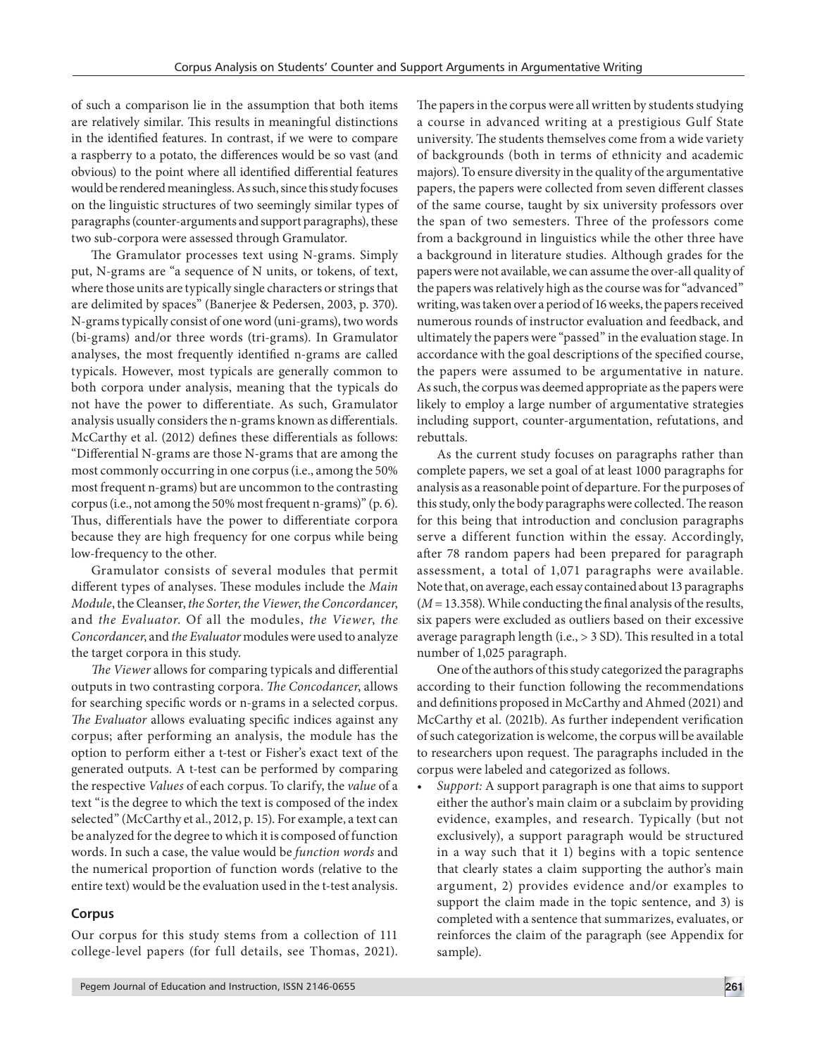of such a comparison lie in the assumption that both items are relatively similar. This results in meaningful distinctions in the identified features. In contrast, if we were to compare a raspberry to a potato, the differences would be so vast (and obvious) to the point where all identified differential features would be rendered meaningless. As such, since this study focuses on the linguistic structures of two seemingly similar types of paragraphs (counter-arguments and support paragraphs), these two sub-corpora were assessed through Gramulator.

The Gramulator processes text using N-grams. Simply put, N-grams are "a sequence of N units, or tokens, of text, where those units are typically single characters or strings that are delimited by spaces" (Banerjee & Pedersen, 2003, p. 370). N-grams typically consist of one word (uni-grams), two words (bi-grams) and/or three words (tri-grams). In Gramulator analyses, the most frequently identified n-grams are called typicals. However, most typicals are generally common to both corpora under analysis, meaning that the typicals do not have the power to differentiate. As such, Gramulator analysis usually considers the n-grams known as differentials. McCarthy et al. (2012) defines these differentials as follows: "Differential N-grams are those N-grams that are among the most commonly occurring in one corpus (i.e., among the 50% most frequent n-grams) but are uncommon to the contrasting corpus (i.e., not among the 50% most frequent n-grams)" (p. 6). Thus, differentials have the power to differentiate corpora because they are high frequency for one corpus while being low-frequency to the other.

Gramulator consists of several modules that permit different types of analyses. These modules include the *Main Module*, the Cleanser, *the Sorter*, *the Viewer*, *the Concordancer*, and *the Evaluator*. Of all the modules, *the Viewer*, *the Concordancer*, and *the Evaluator* modules were used to analyze the target corpora in this study.

*The Viewer* allows for comparing typicals and differential outputs in two contrasting corpora. *The Concodancer*, allows for searching specific words or n-grams in a selected corpus. *The Evaluator* allows evaluating specific indices against any corpus; after performing an analysis, the module has the option to perform either a t-test or Fisher's exact text of the generated outputs. A t-test can be performed by comparing the respective *Values* of each corpus. To clarify, the *value* of a text "is the degree to which the text is composed of the index selected" (McCarthy et al., 2012, p. 15). For example, a text can be analyzed for the degree to which it is composed of function words. In such a case, the value would be *function words* and the numerical proportion of function words (relative to the entire text) would be the evaluation used in the t-test analysis.

## Corpus

Our corpus for this study stems from a collection of 111 college-level papers (for full details, see Thomas, 2021). The papers in the corpus were all written by students studying a course in advanced writing at a prestigious Gulf State university. The students themselves come from a wide variety of backgrounds (both in terms of ethnicity and academic majors). To ensure diversity in the quality of the argumentative papers, the papers were collected from seven different classes of the same course, taught by six university professors over the span of two semesters. Three of the professors come from a background in linguistics while the other three have a background in literature studies. Although grades for the papers were not available, we can assume the over-all quality of the papers was relatively high as the course was for "advanced" writing, was taken over a period of 16 weeks, the papers received numerous rounds of instructor evaluation and feedback, and ultimately the papers were "passed" in the evaluation stage. In accordance with the goal descriptions of the specified course, the papers were assumed to be argumentative in nature. As such, the corpus was deemed appropriate as the papers were likely to employ a large number of argumentative strategies including support, counter-argumentation, refutations, and rebuttals.

As the current study focuses on paragraphs rather than complete papers, we set a goal of at least 1000 paragraphs for analysis as a reasonable point of departure. For the purposes of this study, only the body paragraphs were collected. The reason for this being that introduction and conclusion paragraphs serve a different function within the essay. Accordingly, after 78 random papers had been prepared for paragraph assessment, a total of 1,071 paragraphs were available. Note that, on average, each essay contained about 13 paragraphs ($M = 13.358$). While conducting the final analysis of the results, six papers were excluded as outliers based on their excessive average paragraph length (i.e., > 3 SD). This resulted in a total number of 1,025 paragraph.

One of the authors of this study categorized the paragraphs according to their function following the recommendations and definitions proposed in McCarthy and Ahmed (2021) and McCarthy et al. (2021b). As further independent verification of such categorization is welcome, the corpus will be available to researchers upon request. The paragraphs included in the corpus were labeled and categorized as follows.

- *Support:* A support paragraph is one that aims to support either the author's main claim or a subclaim by providing evidence, examples, and research. Typically (but not exclusively), a support paragraph would be structured in a way such that it 1) begins with a topic sentence that clearly states a claim supporting the author's main argument, 2) provides evidence and/or examples to support the claim made in the topic sentence, and 3) is completed with a sentence that summarizes, evaluates, or reinforces the claim of the paragraph (see Appendix for sample).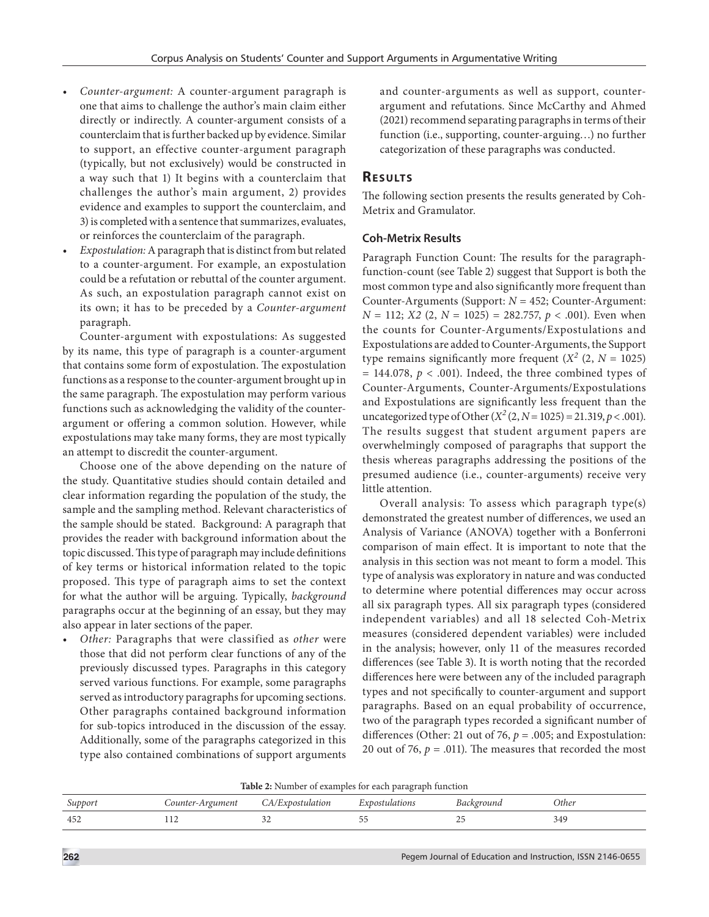- *Counter-argument:* A counter-argument paragraph is one that aims to challenge the author's main claim either directly or indirectly. A counter-argument consists of a counterclaim that is further backed up by evidence. Similar to support, an effective counter-argument paragraph (typically, but not exclusively) would be constructed in a way such that 1) It begins with a counterclaim that challenges the author's main argument, 2) provides evidence and examples to support the counterclaim, and 3) is completed with a sentence that summarizes, evaluates, or reinforces the counterclaim of the paragraph.
- *Expostulation:* A paragraph that is distinct from but related to a counter-argument. For example, an expostulation could be a refutation or rebuttal of the counter argument. As such, an expostulation paragraph cannot exist on its own; it has to be preceded by a *Counter-argument* paragraph.

Counter-argument with expostulations: As suggested by its name, this type of paragraph is a counter-argument that contains some form of expostulation. The expostulation functions as a response to the counter-argument brought up in the same paragraph. The expostulation may perform various functions such as acknowledging the validity of the counter-argument or offering a common solution. However, while expostulations may take many forms, they are most typically an attempt to discredit the counter-argument.

Choose one of the above depending on the nature of the study. Quantitative studies should contain detailed and clear information regarding the population of the study, the sample and the sampling method. Relevant characteristics of the sample should be stated. Background: A paragraph that provides the reader with background information about the topic discussed. This type of paragraph may include definitions of key terms or historical information related to the topic proposed. This type of paragraph aims to set the context for what the author will be arguing. Typically, *background* paragraphs occur at the beginning of an essay, but they may also appear in later sections of the paper.

- *Other:* Paragraphs that were classified as *other* were those that did not perform clear functions of any of the previously discussed types. Paragraphs in this category served various functions. For example, some paragraphs served as introductory paragraphs for upcoming sections. Other paragraphs contained background information for sub-topics introduced in the discussion of the essay. Additionally, some of the paragraphs categorized in this type also contained combinations of support arguments and counter-arguments as well as support, counter-argument and refutations. Since McCarthy and Ahmed (2021) recommend separating paragraphs in terms of their function (i.e., supporting, counter-arguing…) no further categorization of these paragraphs was conducted.

## Results

The following section presents the results generated by Coh-Metrix and Gramulator.

### Coh-Metrix Results

Paragraph Function Count: The results for the paragraph-function-count (see Table 2) suggest that Support is both the most common type and also significantly more frequent than Counter-Arguments (Support: $N = 452$; Counter-Argument: $N = 112$; $X2$ $(2, N = 1025) = 282.757$, $p < .001$). Even when the counts for Counter-Arguments/Expostulations and Expostulations are added to Counter-Arguments, the Support type remains significantly more frequent ($X^2$ $(2, N = 1025) = 144.078$, $p < .001$). Indeed, the three combined types of Counter-Arguments, Counter-Arguments/Expostulations and Expostulations are significantly less frequent than the uncategorized type of Other ($X^2$ $(2, N = 1025) = 21.319$, $p < .001$). The results suggest that student argument papers are overwhelmingly composed of paragraphs that support the thesis whereas paragraphs addressing the positions of the presumed audience (i.e., counter-arguments) receive very little attention.

Overall analysis: To assess which paragraph type(s) demonstrated the greatest number of differences, we used an Analysis of Variance (ANOVA) together with a Bonferroni comparison of main effect. It is important to note that the analysis in this section was not meant to form a model. This type of analysis was exploratory in nature and was conducted to determine where potential differences may occur across all six paragraph types. All six paragraph types (considered independent variables) and all 18 selected Coh-Metrix measures (considered dependent variables) were included in the analysis; however, only 11 of the measures recorded differences (see Table 3). It is worth noting that the recorded differences here were between any of the included paragraph types and not specifically to counter-argument and support paragraphs. Based on an equal probability of occurrence, two of the paragraph types recorded a significant number of differences (Other: 21 out of 76, $p = .005$; and Expostulation: 20 out of 76, $p = .011$). The measures that recorded the most

**Table 2:** Number of examples for each paragraph function

| *Support* | *Counter-Argument* | *CA/Expostulation* | *Expostulations* | *Background* | *Other* |
|---|---|---|---|---|---|
| 452 | 112 | 32 | 55 | 25 | 349 |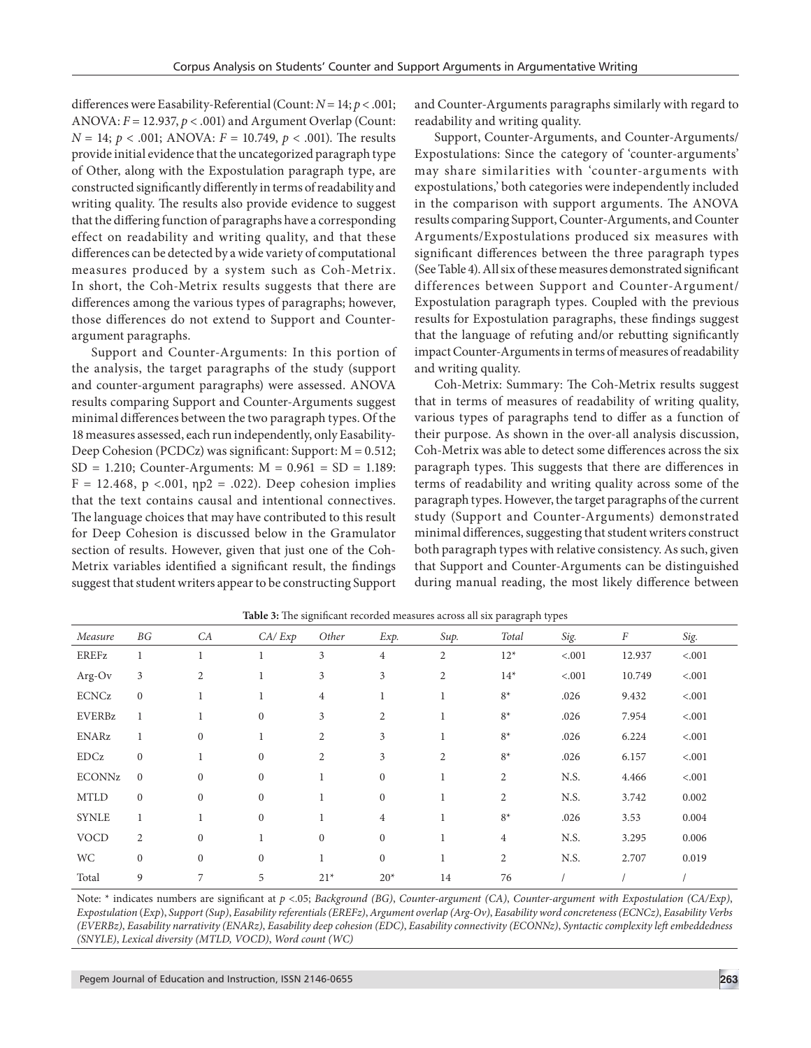differences were Easability-Referential (Count: $N = 14$; $p < .001$; ANOVA: $F = 12.937$, $p < .001$) and Argument Overlap (Count: $N = 14$; $p < .001$; ANOVA: $F = 10.749$, $p < .001$). The results provide initial evidence that the uncategorized paragraph type of Other, along with the Expostulation paragraph type, are constructed significantly differently in terms of readability and writing quality. The results also provide evidence to suggest that the differing function of paragraphs have a corresponding effect on readability and writing quality, and that these differences can be detected by a wide variety of computational measures produced by a system such as Coh-Metrix. In short, the Coh-Metrix results suggests that there are differences among the various types of paragraphs; however, those differences do not extend to Support and Counter-argument paragraphs.

Support and Counter-Arguments: In this portion of the analysis, the target paragraphs of the study (support and counter-argument paragraphs) were assessed. ANOVA results comparing Support and Counter-Arguments suggest minimal differences between the two paragraph types. Of the 18 measures assessed, each run independently, only Easability-Deep Cohesion (PCDCz) was significant: Support: M = 0.512; SD = 1.210; Counter-Arguments: M = 0.961 = SD = 1.189: F = 12.468, p <.001, ηp2 = .022). Deep cohesion implies that the text contains causal and intentional connectives. The language choices that may have contributed to this result for Deep Cohesion is discussed below in the Gramulator section of results. However, given that just one of the Coh-Metrix variables identified a significant result, the findings suggest that student writers appear to be constructing Support and Counter-Arguments paragraphs similarly with regard to readability and writing quality.

Support, Counter-Arguments, and Counter-Arguments/Expostulations: Since the category of 'counter-arguments' may share similarities with 'counter-arguments with expostulations,' both categories were independently included in the comparison with support arguments. The ANOVA results comparing Support, Counter-Arguments, and Counter Arguments/Expostulations produced six measures with significant differences between the three paragraph types (See Table 4). All six of these measures demonstrated significant differences between Support and Counter-Argument/Expostulation paragraph types. Coupled with the previous results for Expostulation paragraphs, these findings suggest that the language of refuting and/or rebutting significantly impact Counter-Arguments in terms of measures of readability and writing quality.

Coh-Metrix: Summary: The Coh-Metrix results suggest that in terms of measures of readability of writing quality, various types of paragraphs tend to differ as a function of their purpose. As shown in the over-all analysis discussion, Coh-Metrix was able to detect some differences across the six paragraph types. This suggests that there are differences in terms of readability and writing quality across some of the paragraph types. However, the target paragraphs of the current study (Support and Counter-Arguments) demonstrated minimal differences, suggesting that student writers construct both paragraph types with relative consistency. As such, given that Support and Counter-Arguments can be distinguished during manual reading, the most likely difference between

**Table 3:** The significant recorded measures across all six paragraph types

| *Measure* | *BG* | *CA* | *CA/ Exp* | *Other* | *Exp.* | *Sup.* | *Total* | *Sig.* | *F* | *Sig.* |
|---|---|---|---|---|---|---|---|---|---|---|
| EREFz | 1 | 1 | 1 | 3 | 4 | 2 | 12* | <.001 | 12.937 | <.001 |
| Arg-Ov | 3 | 2 | 1 | 3 | 3 | 2 | 14* | <.001 | 10.749 | <.001 |
| ECNCz | 0 | 1 | 1 | 4 | 1 | 1 | 8* | .026 | 9.432 | <.001 |
| EVERBz | 1 | 1 | 0 | 3 | 2 | 1 | 8* | .026 | 7.954 | <.001 |
| ENARz | 1 | 0 | 1 | 2 | 3 | 1 | 8* | .026 | 6.224 | <.001 |
| EDCz | 0 | 1 | 0 | 2 | 3 | 2 | 8* | .026 | 6.157 | <.001 |
| ECONNz | 0 | 0 | 0 | 1 | 0 | 1 | 2 | N.S. | 4.466 | <.001 |
| MTLD | 0 | 0 | 0 | 1 | 0 | 1 | 2 | N.S. | 3.742 | 0.002 |
| SYNLE | 1 | 1 | 0 | 1 | 4 | 1 | 8* | .026 | 3.53 | 0.004 |
| VOCD | 2 | 0 | 1 | 0 | 0 | 1 | 4 | N.S. | 3.295 | 0.006 |
| WC | 0 | 0 | 0 | 1 | 0 | 1 | 2 | N.S. | 2.707 | 0.019 |
| Total | 9 | 7 | 5 | 21* | 20* | 14 | 76 | / | / | / |

Note: * indicates numbers are significant at *p* <.05; *Background (BG)*, *Counter-argument (CA)*, *Counter-argument with Expostulation (CA/Exp)*, *Expostulation* (*Exp*), *Support (Sup)*, *Easability referentials (EREFz)*, *Argument overlap (Arg-Ov)*, *Easability word concreteness (ECNCz)*, *Easability Verbs (EVERBz)*, *Easability narrativity (ENARz)*, *Easability deep cohesion (EDC)*, *Easability connectivity (ECONNz)*, *Syntactic complexity left embeddedness (SNYLE)*, *Lexical diversity (MTLD, VOCD)*, *Word count (WC)*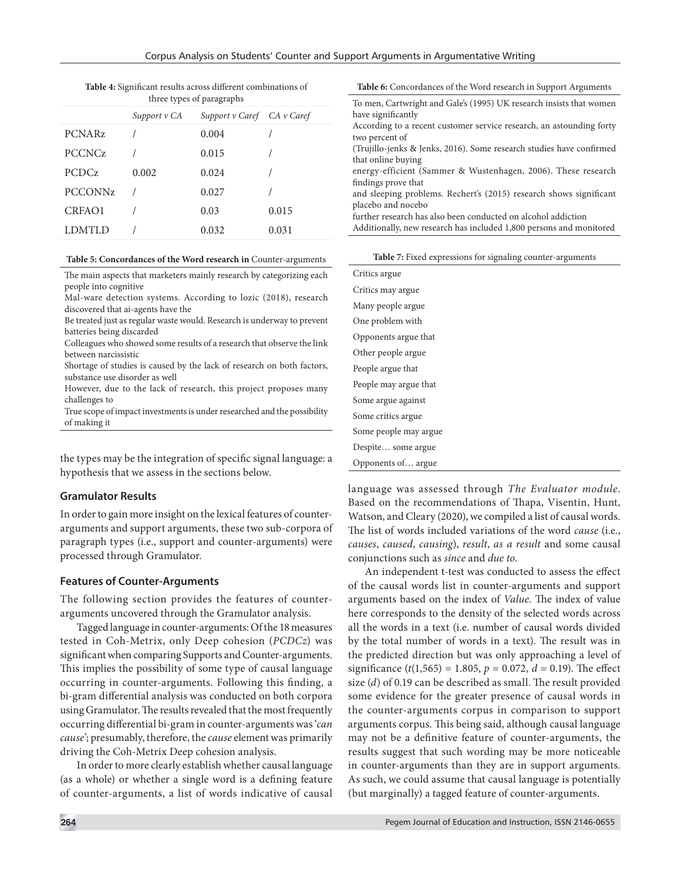**Table 4:** Significant results across different combinations of three types of paragraphs

| | Support v CA | Support v Caref | CA v Caref |
|---|---|---|---|
| PCNARz | / | 0.004 | / |
| PCCNCz | / | 0.015 | / |
| PCDCz | 0.002 | 0.024 | / |
| PCCONNz | / | 0.027 | / |
| CRFAO1 | / | 0.03 | 0.015 |
| LDMTLD | / | 0.032 | 0.031 |

**Table 5: Concordances of the Word research in** Counter-arguments

| |
|---|
| The main aspects that marketers mainly research by categorizing each people into cognitive |
| Mal-ware detection systems. According to lozic (2018), research discovered that ai-agents have the |
| Be treated just as regular waste would. Research is underway to prevent batteries being discarded |
| Colleagues who showed some results of a research that observe the link between narcissistic |
| Shortage of studies is caused by the lack of research on both factors, substance use disorder as well |
| However, due to the lack of research, this project proposes many challenges to |
| True scope of impact investments is under researched and the possibility of making it |

the types may be the integration of specific signal language: a hypothesis that we assess in the sections below.

### Gramulator Results

In order to gain more insight on the lexical features of counter-arguments and support arguments, these two sub-corpora of paragraph types (i.e., support and counter-arguments) were processed through Gramulator.

### Features of Counter-Arguments

The following section provides the features of counter-arguments uncovered through the Gramulator analysis.

Tagged language in counter-arguments: Of the 18 measures tested in Coh-Metrix, only Deep cohesion (*PCDCz*) was significant when comparing Supports and Counter-arguments. This implies the possibility of some type of causal language occurring in counter-arguments. Following this finding, a bi-gram differential analysis was conducted on both corpora using Gramulator. The results revealed that the most frequently occurring differential bi-gram in counter-arguments was '*can cause*'; presumably, therefore, the *cause* element was primarily driving the Coh-Metrix Deep cohesion analysis.

In order to more clearly establish whether causal language (as a whole) or whether a single word is a defining feature of counter-arguments, a list of words indicative of causal language was assessed through *The Evaluator module*. Based on the recommendations of Thapa, Visentin, Hunt, Watson, and Cleary (2020), we compiled a list of causal words. The list of words included variations of the word *cause* (i.e., *causes*, *caused*, *causing*), *result*, *as a result* and some causal conjunctions such as *since* and *due to*.

An independent t-test was conducted to assess the effect of the causal words list in counter-arguments and support arguments based on the index of *Value*. The index of value here corresponds to the density of the selected words across all the words in a text (i.e. number of causal words divided by the total number of words in a text). The result was in the predicted direction but was only approaching a level of significance ($t(1{,}565) = 1.805$, $p = 0.072$, $d = 0.19$). The effect size ($d$) of 0.19 can be described as small. The result provided some evidence for the greater presence of causal words in the counter-arguments corpus in comparison to support arguments corpus. This being said, although causal language may not be a definitive feature of counter-arguments, the results suggest that such wording may be more noticeable in counter-arguments than they are in support arguments. As such, we could assume that causal language is potentially (but marginally) a tagged feature of counter-arguments.

**Table 6:** Concordances of the Word research in Support Arguments

| |
|---|
| To men, Cartwright and Gale's (1995) UK research insists that women have significantly |
| According to a recent customer service research, an astounding forty two percent of |
| (Trujillo-jenks & Jenks, 2016). Some research studies have confirmed that online buying |
| energy-efficient (Sammer & Wustenhagen, 2006). These research findings prove that |
| and sleeping problems. Rechert's (2015) research shows significant placebo and nocebo |
| further research has also been conducted on alcohol addiction |
| Additionally, new research has included 1,800 persons and monitored |

**Table 7:** Fixed expressions for signaling counter-arguments

| |
|---|
| Critics argue |
| Critics may argue |
| Many people argue |
| One problem with |
| Opponents argue that |
| Other people argue |
| People argue that |
| People may argue that |
| Some argue against |
| Some critics argue |
| Some people may argue |
| Despite… some argue |
| Opponents of… argue |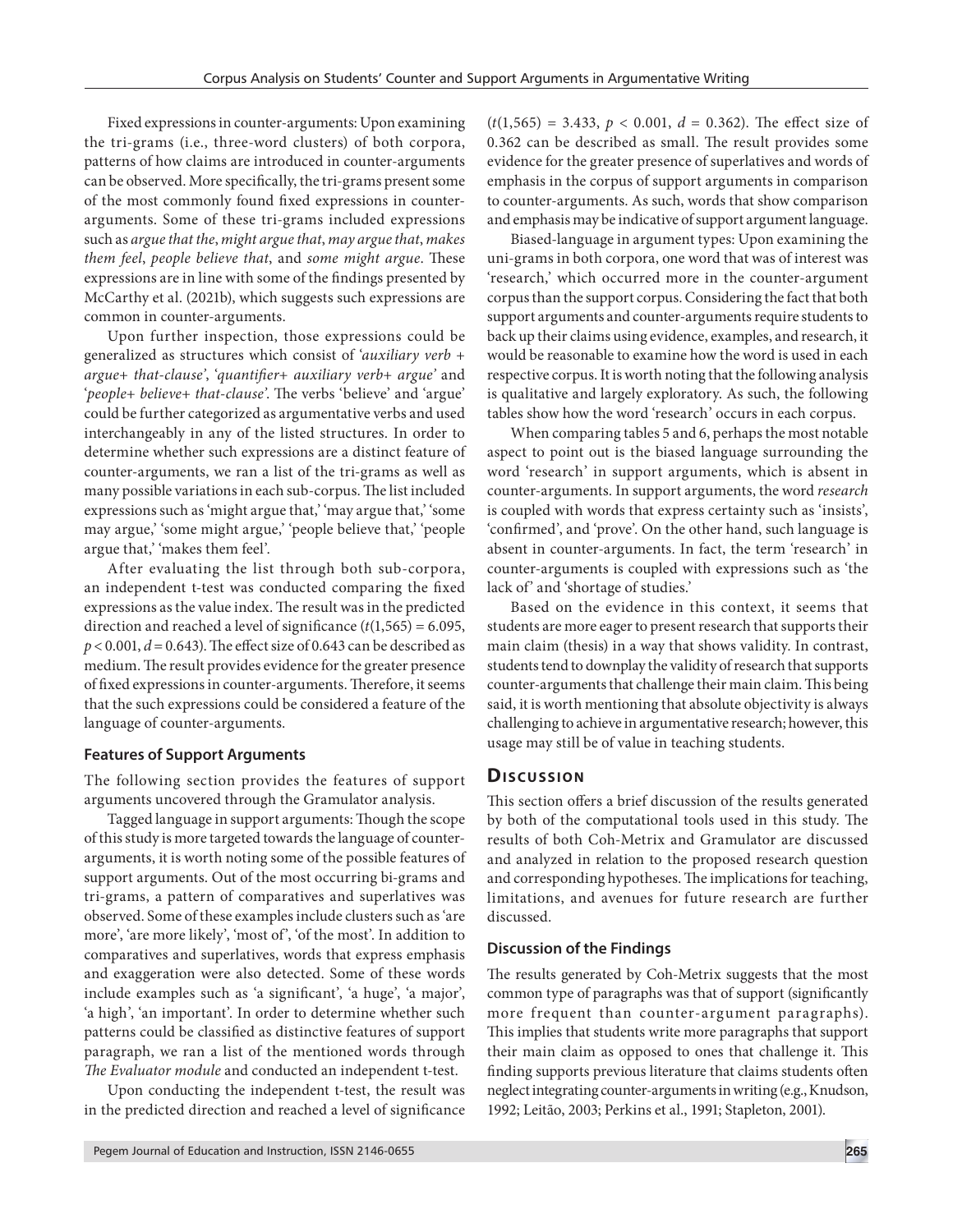Fixed expressions in counter-arguments: Upon examining the tri-grams (i.e., three-word clusters) of both corpora, patterns of how claims are introduced in counter-arguments can be observed. More specifically, the tri-grams present some of the most commonly found fixed expressions in counter-arguments. Some of these tri-grams included expressions such as *argue that the*, *might argue that*, *may argue that*, *makes them feel*, *people believe that*, and *some might argue*. These expressions are in line with some of the findings presented by McCarthy et al. (2021b), which suggests such expressions are common in counter-arguments.

Upon further inspection, those expressions could be generalized as structures which consist of '*auxiliary verb + argue+ that-clause*', '*quantifier+ auxiliary verb+ argue*' and '*people+ believe+ that-clause*'. The verbs 'believe' and 'argue' could be further categorized as argumentative verbs and used interchangeably in any of the listed structures. In order to determine whether such expressions are a distinct feature of counter-arguments, we ran a list of the tri-grams as well as many possible variations in each sub-corpus. The list included expressions such as 'might argue that,' 'may argue that,' 'some may argue,' 'some might argue,' 'people believe that,' 'people argue that,' 'makes them feel'.

After evaluating the list through both sub-corpora, an independent t-test was conducted comparing the fixed expressions as the value index. The result was in the predicted direction and reached a level of significance ($t(1,565) = 6.095$, $p < 0.001$, $d = 0.643$). The effect size of 0.643 can be described as medium. The result provides evidence for the greater presence of fixed expressions in counter-arguments. Therefore, it seems that the such expressions could be considered a feature of the language of counter-arguments.

### Features of Support Arguments

The following section provides the features of support arguments uncovered through the Gramulator analysis.

Tagged language in support arguments: Though the scope of this study is more targeted towards the language of counter-arguments, it is worth noting some of the possible features of support arguments. Out of the most occurring bi-grams and tri-grams, a pattern of comparatives and superlatives was observed. Some of these examples include clusters such as 'are more', 'are more likely', 'most of', 'of the most'. In addition to comparatives and superlatives, words that express emphasis and exaggeration were also detected. Some of these words include examples such as 'a significant', 'a huge', 'a major', 'a high', 'an important'. In order to determine whether such patterns could be classified as distinctive features of support paragraph, we ran a list of the mentioned words through *The Evaluator module* and conducted an independent t-test.

Upon conducting the independent t-test, the result was in the predicted direction and reached a level of significance ($t(1,565) = 3.433$, $p < 0.001$, $d = 0.362$). The effect size of 0.362 can be described as small. The result provides some evidence for the greater presence of superlatives and words of emphasis in the corpus of support arguments in comparison to counter-arguments. As such, words that show comparison and emphasis may be indicative of support argument language.

Biased-language in argument types: Upon examining the uni-grams in both corpora, one word that was of interest was 'research,' which occurred more in the counter-argument corpus than the support corpus. Considering the fact that both support arguments and counter-arguments require students to back up their claims using evidence, examples, and research, it would be reasonable to examine how the word is used in each respective corpus. It is worth noting that the following analysis is qualitative and largely exploratory. As such, the following tables show how the word 'research' occurs in each corpus.

When comparing tables 5 and 6, perhaps the most notable aspect to point out is the biased language surrounding the word 'research' in support arguments, which is absent in counter-arguments. In support arguments, the word *research* is coupled with words that express certainty such as 'insists', 'confirmed', and 'prove'. On the other hand, such language is absent in counter-arguments. In fact, the term 'research' in counter-arguments is coupled with expressions such as 'the lack of' and 'shortage of studies.'

Based on the evidence in this context, it seems that students are more eager to present research that supports their main claim (thesis) in a way that shows validity. In contrast, students tend to downplay the validity of research that supports counter-arguments that challenge their main claim. This being said, it is worth mentioning that absolute objectivity is always challenging to achieve in argumentative research; however, this usage may still be of value in teaching students.

## Discussion

This section offers a brief discussion of the results generated by both of the computational tools used in this study. The results of both Coh-Metrix and Gramulator are discussed and analyzed in relation to the proposed research question and corresponding hypotheses. The implications for teaching, limitations, and avenues for future research are further discussed.

### Discussion of the Findings

The results generated by Coh-Metrix suggests that the most common type of paragraphs was that of support (significantly more frequent than counter-argument paragraphs). This implies that students write more paragraphs that support their main claim as opposed to ones that challenge it. This finding supports previous literature that claims students often neglect integrating counter-arguments in writing (e.g., Knudson, 1992; Leitão, 2003; Perkins et al., 1991; Stapleton, 2001).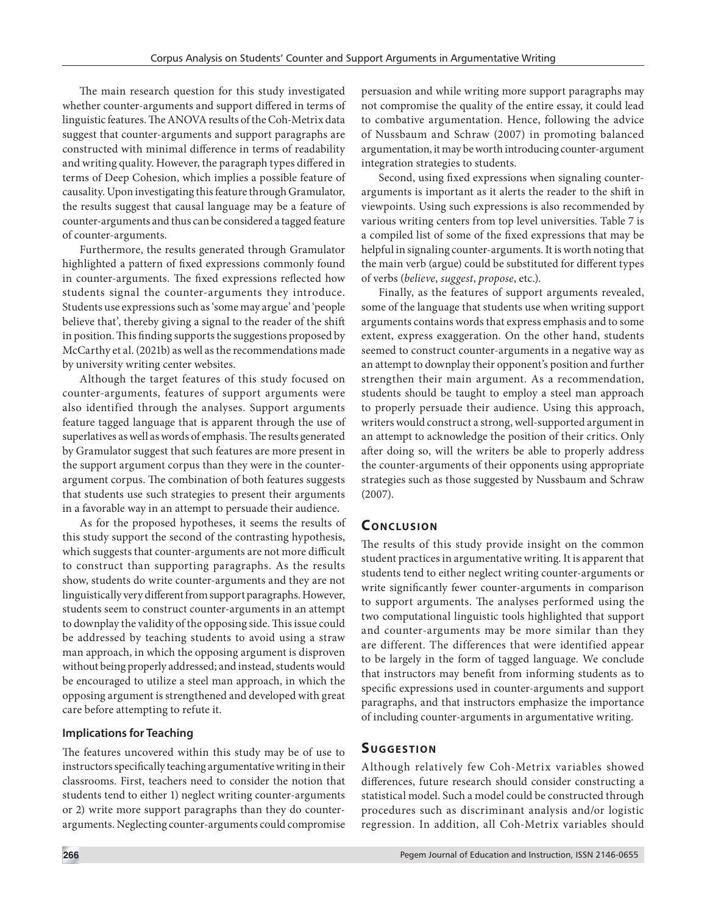The main research question for this study investigated whether counter-arguments and support differed in terms of linguistic features. The ANOVA results of the Coh-Metrix data suggest that counter-arguments and support paragraphs are constructed with minimal difference in terms of readability and writing quality. However, the paragraph types differed in terms of Deep Cohesion, which implies a possible feature of causality. Upon investigating this feature through Gramulator, the results suggest that causal language may be a feature of counter-arguments and thus can be considered a tagged feature of counter-arguments.

Furthermore, the results generated through Gramulator highlighted a pattern of fixed expressions commonly found in counter-arguments. The fixed expressions reflected how students signal the counter-arguments they introduce. Students use expressions such as 'some may argue' and 'people believe that', thereby giving a signal to the reader of the shift in position. This finding supports the suggestions proposed by McCarthy et al. (2021b) as well as the recommendations made by university writing center websites.

Although the target features of this study focused on counter-arguments, features of support arguments were also identified through the analyses. Support arguments feature tagged language that is apparent through the use of superlatives as well as words of emphasis. The results generated by Gramulator suggest that such features are more present in the support argument corpus than they were in the counter-argument corpus. The combination of both features suggests that students use such strategies to present their arguments in a favorable way in an attempt to persuade their audience.

As for the proposed hypotheses, it seems the results of this study support the second of the contrasting hypothesis, which suggests that counter-arguments are not more difficult to construct than supporting paragraphs. As the results show, students do write counter-arguments and they are not linguistically very different from support paragraphs. However, students seem to construct counter-arguments in an attempt to downplay the validity of the opposing side. This issue could be addressed by teaching students to avoid using a straw man approach, in which the opposing argument is disproven without being properly addressed; and instead, students would be encouraged to utilize a steel man approach, in which the opposing argument is strengthened and developed with great care before attempting to refute it.

### Implications for Teaching

The features uncovered within this study may be of use to instructors specifically teaching argumentative writing in their classrooms. First, teachers need to consider the notion that students tend to either 1) neglect writing counter-arguments or 2) write more support paragraphs than they do counter-arguments. Neglecting counter-arguments could compromise persuasion and while writing more support paragraphs may not compromise the quality of the entire essay, it could lead to combative argumentation. Hence, following the advice of Nussbaum and Schraw (2007) in promoting balanced argumentation, it may be worth introducing counter-argument integration strategies to students.

Second, using fixed expressions when signaling counter-arguments is important as it alerts the reader to the shift in viewpoints. Using such expressions is also recommended by various writing centers from top level universities. Table 7 is a compiled list of some of the fixed expressions that may be helpful in signaling counter-arguments. It is worth noting that the main verb (argue) could be substituted for different types of verbs (*believe*, *suggest*, *propose*, etc.).

Finally, as the features of support arguments revealed, some of the language that students use when writing support arguments contains words that express emphasis and to some extent, express exaggeration. On the other hand, students seemed to construct counter-arguments in a negative way as an attempt to downplay their opponent's position and further strengthen their main argument. As a recommendation, students should be taught to employ a steel man approach to properly persuade their audience. Using this approach, writers would construct a strong, well-supported argument in an attempt to acknowledge the position of their critics. Only after doing so, will the writers be able to properly address the counter-arguments of their opponents using appropriate strategies such as those suggested by Nussbaum and Schraw (2007).

## Conclusion

The results of this study provide insight on the common student practices in argumentative writing. It is apparent that students tend to either neglect writing counter-arguments or write significantly fewer counter-arguments in comparison to support arguments. The analyses performed using the two computational linguistic tools highlighted that support and counter-arguments may be more similar than they are different. The differences that were identified appear to be largely in the form of tagged language. We conclude that instructors may benefit from informing students as to specific expressions used in counter-arguments and support paragraphs, and that instructors emphasize the importance of including counter-arguments in argumentative writing.

## Suggestion

Although relatively few Coh-Metrix variables showed differences, future research should consider constructing a statistical model. Such a model could be constructed through procedures such as discriminant analysis and/or logistic regression. In addition, all Coh-Metrix variables should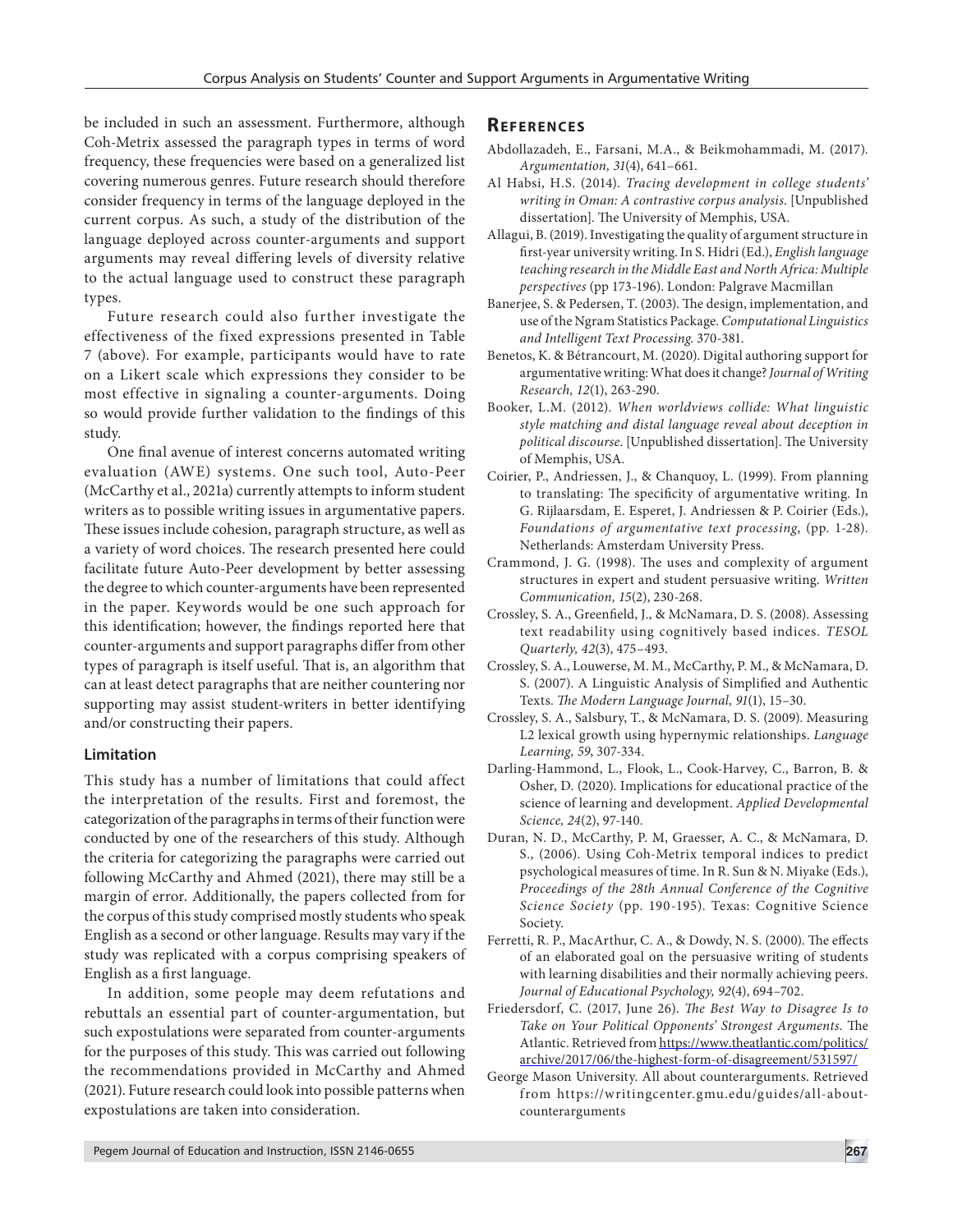be included in such an assessment. Furthermore, although Coh-Metrix assessed the paragraph types in terms of word frequency, these frequencies were based on a generalized list covering numerous genres. Future research should therefore consider frequency in terms of the language deployed in the current corpus. As such, a study of the distribution of the language deployed across counter-arguments and support arguments may reveal differing levels of diversity relative to the actual language used to construct these paragraph types.

Future research could also further investigate the effectiveness of the fixed expressions presented in Table 7 (above). For example, participants would have to rate on a Likert scale which expressions they consider to be most effective in signaling a counter-arguments. Doing so would provide further validation to the findings of this study.

One final avenue of interest concerns automated writing evaluation (AWE) systems. One such tool, Auto-Peer (McCarthy et al., 2021a) currently attempts to inform student writers as to possible writing issues in argumentative papers. These issues include cohesion, paragraph structure, as well as a variety of word choices. The research presented here could facilitate future Auto-Peer development by better assessing the degree to which counter-arguments have been represented in the paper. Keywords would be one such approach for this identification; however, the findings reported here that counter-arguments and support paragraphs differ from other types of paragraph is itself useful. That is, an algorithm that can at least detect paragraphs that are neither countering nor supporting may assist student-writers in better identifying and/or constructing their papers.

### Limitation

This study has a number of limitations that could affect the interpretation of the results. First and foremost, the categorization of the paragraphs in terms of their function were conducted by one of the researchers of this study. Although the criteria for categorizing the paragraphs were carried out following McCarthy and Ahmed (2021), there may still be a margin of error. Additionally, the papers collected from for the corpus of this study comprised mostly students who speak English as a second or other language. Results may vary if the study was replicated with a corpus comprising speakers of English as a first language.

In addition, some people may deem refutations and rebuttals an essential part of counter-argumentation, but such expostulations were separated from counter-arguments for the purposes of this study. This was carried out following the recommendations provided in McCarthy and Ahmed (2021). Future research could look into possible patterns when expostulations are taken into consideration.

## References

Abdollazadeh, E., Farsani, M.A., & Beikmohammadi, M. (2017). *Argumentation, 31*(4), 641–661.

Al Habsi, H.S. (2014). *Tracing development in college students' writing in Oman: A contrastive corpus analysis.* [Unpublished dissertation]. The University of Memphis, USA.

Allagui, B. (2019). Investigating the quality of argument structure in first-year university writing. In S. Hidri (Ed.), *English language teaching research in the Middle East and North Africa: Multiple perspectives* (pp 173-196). London: Palgrave Macmillan

Banerjee, S. & Pedersen, T. (2003). The design, implementation, and use of the Ngram Statistics Package. *Computational Linguistics and Intelligent Text Processing.* 370-381.

Benetos, K. & Bétrancourt, M. (2020). Digital authoring support for argumentative writing: What does it change? *Journal of Writing Research, 12*(1), 263-290.

Booker, L.M. (2012). *When worldviews collide: What linguistic style matching and distal language reveal about deception in political discourse.* [Unpublished dissertation]. The University of Memphis, USA.

Coirier, P., Andriessen, J., & Chanquoy, L. (1999). From planning to translating: The specificity of argumentative writing. In G. Rijlaarsdam, E. Esperet, J. Andriessen & P. Coirier (Eds.), *Foundations of argumentative text processing*, (pp. 1-28). Netherlands: Amsterdam University Press.

Crammond, J. G. (1998). The uses and complexity of argument structures in expert and student persuasive writing. *Written Communication, 15*(2), 230-268.

Crossley, S. A., Greenfield, J., & McNamara, D. S. (2008). Assessing text readability using cognitively based indices. *TESOL Quarterly, 42*(3), 475–493.

Crossley, S. A., Louwerse, M. M., McCarthy, P. M., & McNamara, D. S. (2007). A Linguistic Analysis of Simplified and Authentic Texts. *The Modern Language Journal, 91*(1), 15–30.

Crossley, S. A., Salsbury, T., & McNamara, D. S. (2009). Measuring L2 lexical growth using hypernymic relationships. *Language Learning, 59*, 307-334.

Darling-Hammond, L., Flook, L., Cook-Harvey, C., Barron, B. & Osher, D. (2020). Implications for educational practice of the science of learning and development. *Applied Developmental Science, 24*(2), 97-140.

Duran, N. D., McCarthy, P. M, Graesser, A. C., & McNamara, D. S., (2006). Using Coh-Metrix temporal indices to predict psychological measures of time. In R. Sun & N. Miyake (Eds.), *Proceedings of the 28th Annual Conference of the Cognitive Science Society* (pp. 190-195). Texas: Cognitive Science Society.

Ferretti, R. P., MacArthur, C. A., & Dowdy, N. S. (2000). The effects of an elaborated goal on the persuasive writing of students with learning disabilities and their normally achieving peers. *Journal of Educational Psychology, 92*(4), 694–702.

Friedersdorf, C. (2017, June 26). *The Best Way to Disagree Is to Take on Your Political Opponents' Strongest Arguments.* The Atlantic. Retrieved from https://www.theatlantic.com/politics/archive/2017/06/the-highest-form-of-disagreement/531597/

George Mason University. All about counterarguments. Retrieved from https://writingcenter.gmu.edu/guides/all-about-counterarguments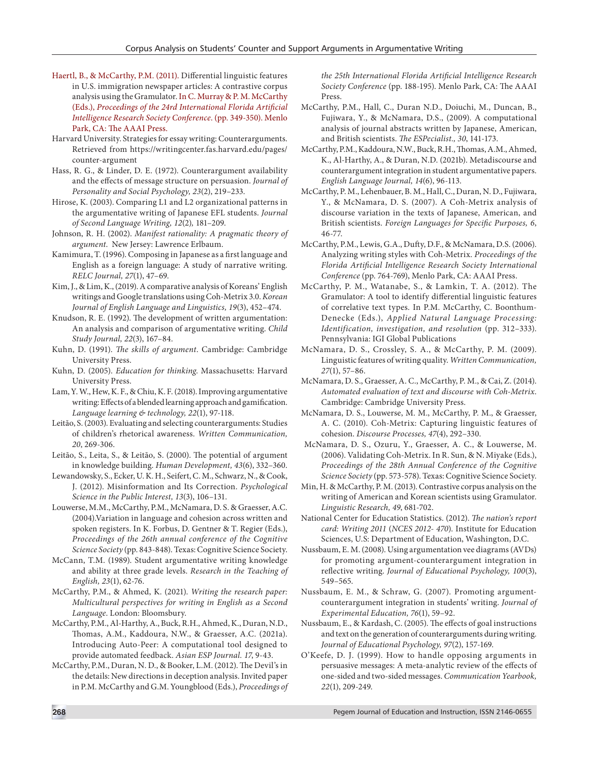Haertl, B., & McCarthy, P.M. (2011). Differential linguistic features in U.S. immigration newspaper articles: A contrastive corpus analysis using the Gramulator. In C. Murray & P. M. McCarthy (Eds.), *Proceedings of the 24rd International Florida Artificial Intelligence Research Society Conference*. (pp. 349-350). Menlo Park, CA: The AAAI Press.

Harvard University. Strategies for essay writing: Counterarguments. Retrieved from https://writingcenter.fas.harvard.edu/pages/counter-argument

Hass, R. G., & Linder, D. E. (1972). Counterargument availability and the effects of message structure on persuasion. *Journal of Personality and Social Psychology, 23*(2), 219–233.

Hirose, K. (2003). Comparing L1 and L2 organizational patterns in the argumentative writing of Japanese EFL students. *Journal of Second Language Writing, 12*(2), 181–209.

Johnson, R. H. (2002). *Manifest rationality: A pragmatic theory of argument.* New Jersey: Lawrence Erlbaum.

Kamimura, T. (1996). Composing in Japanese as a first language and English as a foreign language: A study of narrative writing. *RELC Journal, 27*(1), 47–69.

Kim, J., & Lim, K., (2019). A comparative analysis of Koreans' English writings and Google translations using Coh-Metrix 3.0. *Korean Journal of English Language and Linguistics, 19*(3), 452–474.

Knudson, R. E. (1992). The development of written argumentation: An analysis and comparison of argumentative writing. *Child Study Journal, 22*(3), 167–84.

Kuhn, D. (1991). *The skills of argument*. Cambridge: Cambridge University Press.

Kuhn, D. (2005). *Education for thinking*. Massachusetts: Harvard University Press.

Lam, Y. W., Hew, K. F., & Chiu, K. F. (2018). Improving argumentative writing: Effects of a blended learning approach and gamification. *Language learning & technology, 22*(1), 97-118.

Leitão, S. (2003). Evaluating and selecting counterarguments: Studies of children's rhetorical awareness. *Written Communication, 20*, 269-306.

Leitão, S., Leita, S., & Leitão, S. (2000). The potential of argument in knowledge building. *Human Development, 43*(6), 332–360.

Lewandowsky, S., Ecker, U. K. H., Seifert, C. M., Schwarz, N., & Cook, J. (2012). Misinformation and Its Correction. *Psychological Science in the Public Interest, 13*(3), 106–131.

Louwerse, M.M., McCarthy, P.M., McNamara, D. S. & Graesser, A.C. (2004).Variation in language and cohesion across written and spoken registers. In K. Forbus, D. Gentner & T. Regier (Eds.), *Proceedings of the 26th annual conference of the Cognitive Science Society* (pp. 843-848). Texas: Cognitive Science Society.

McCann, T.M. (1989). Student argumentative writing knowledge and ability at three grade levels. *Research in the Teaching of English, 23*(1), 62-76.

McCarthy, P.M., & Ahmed, K. (2021). *Writing the research paper: Multicultural perspectives for writing in English as a Second Language*. London: Bloomsbury.

McCarthy, P.M., Al-Harthy, A., Buck, R.H., Ahmed, K., Duran, N.D., Thomas, A.M., Kaddoura, N.W., & Graesser, A.C. (2021a). Introducing Auto-Peer: A computational tool designed to provide automated feedback. *Asian ESP Journal. 17*, 9-43.

McCarthy, P.M., Duran, N. D., & Booker, L.M. (2012). The Devil's in the details: New directions in deception analysis. Invited paper in P.M. McCarthy and G.M. Youngblood (Eds.), *Proceedings of the 25th International Florida Artificial Intelligence Research Society Conference* (pp. 188-195). Menlo Park, CA: The AAAI Press.

McCarthy, P.M., Hall, C., Duran N.D., Doiuchi, M., Duncan, B., Fujiwara, Y., & McNamara, D.S., (2009). A computational analysis of journal abstracts written by Japanese, American, and British scientists. *The ESPecialist., 30*, 141-173.

McCarthy, P.M., Kaddoura, N.W., Buck, R.H., Thomas, A.M., Ahmed, K., Al-Harthy, A., & Duran, N.D. (2021b). Metadiscourse and counterargument integration in student argumentative papers. *English Language Journal, 14*(6), 96-113.

McCarthy, P. M., Lehenbauer, B. M., Hall, C., Duran, N. D., Fujiwara, Y., & McNamara, D. S. (2007). A Coh-Metrix analysis of discourse variation in the texts of Japanese, American, and British scientists. *Foreign Languages for Specific Purposes, 6*, 46-77.

McCarthy, P.M., Lewis, G.A., Dufty, D.F., & McNamara, D.S. (2006). Analyzing writing styles with Coh-Metrix. *Proceedings of the Florida Artificial Intelligence Research Society International Conference* (pp. 764-769), Menlo Park, CA: AAAI Press.

McCarthy, P. M., Watanabe, S., & Lamkin, T. A. (2012). The Gramulator: A tool to identify differential linguistic features of correlative text types. In P.M. McCarthy, C. Boonthum-Denecke (Eds.), *Applied Natural Language Processing: Identification, investigation, and resolution* (pp. 312–333). Pennsylvania: IGI Global Publications

McNamara, D. S., Crossley, S. A., & McCarthy, P. M. (2009). Linguistic features of writing quality. *Written Communication, 27*(1), 57–86.

McNamara, D. S., Graesser, A. C., McCarthy, P. M., & Cai, Z. (2014). *Automated evaluation of text and discourse with Coh-Metrix*. Cambridge: Cambridge University Press.

McNamara, D. S., Louwerse, M. M., McCarthy, P. M., & Graesser, A. C. (2010). Coh-Metrix: Capturing linguistic features of cohesion. *Discourse Processes, 47*(4), 292–330.

McNamara, D. S., Ozuru, Y., Graesser, A. C., & Louwerse, M. (2006). Validating Coh-Metrix. In R. Sun, & N. Miyake (Eds.), *Proceedings of the 28th Annual Conference of the Cognitive Science Society* (pp. 573-578). Texas: Cognitive Science Society.

Min, H. & McCarthy, P. M. (2013). Contrastive corpus analysis on the writing of American and Korean scientists using Gramulator. *Linguistic Research, 49*, 681-702.

National Center for Education Statistics. (2012). *The nation's report card: Writing 2011* (*NCES 2012- 470*). Institute for Education Sciences, U.S: Department of Education, Washington, D.C.

Nussbaum, E. M. (2008). Using argumentation vee diagrams (AVDs) for promoting argument-counterargument integration in reflective writing. *Journal of Educational Psychology, 100*(3), 549–565.

Nussbaum, E. M., & Schraw, G. (2007). Promoting argument-counterargument integration in students' writing. *Journal of Experimental Education, 76*(1), 59–92.

Nussbaum, E., & Kardash, C. (2005). The effects of goal instructions and text on the generation of counterarguments during writing. *Journal of Educational Psychology, 97*(2), 157-169.

O'Keefe, D. J. (1999). How to handle opposing arguments in persuasive messages: A meta-analytic review of the effects of one-sided and two-sided messages. *Communication Yearbook, 22*(1), 209-249.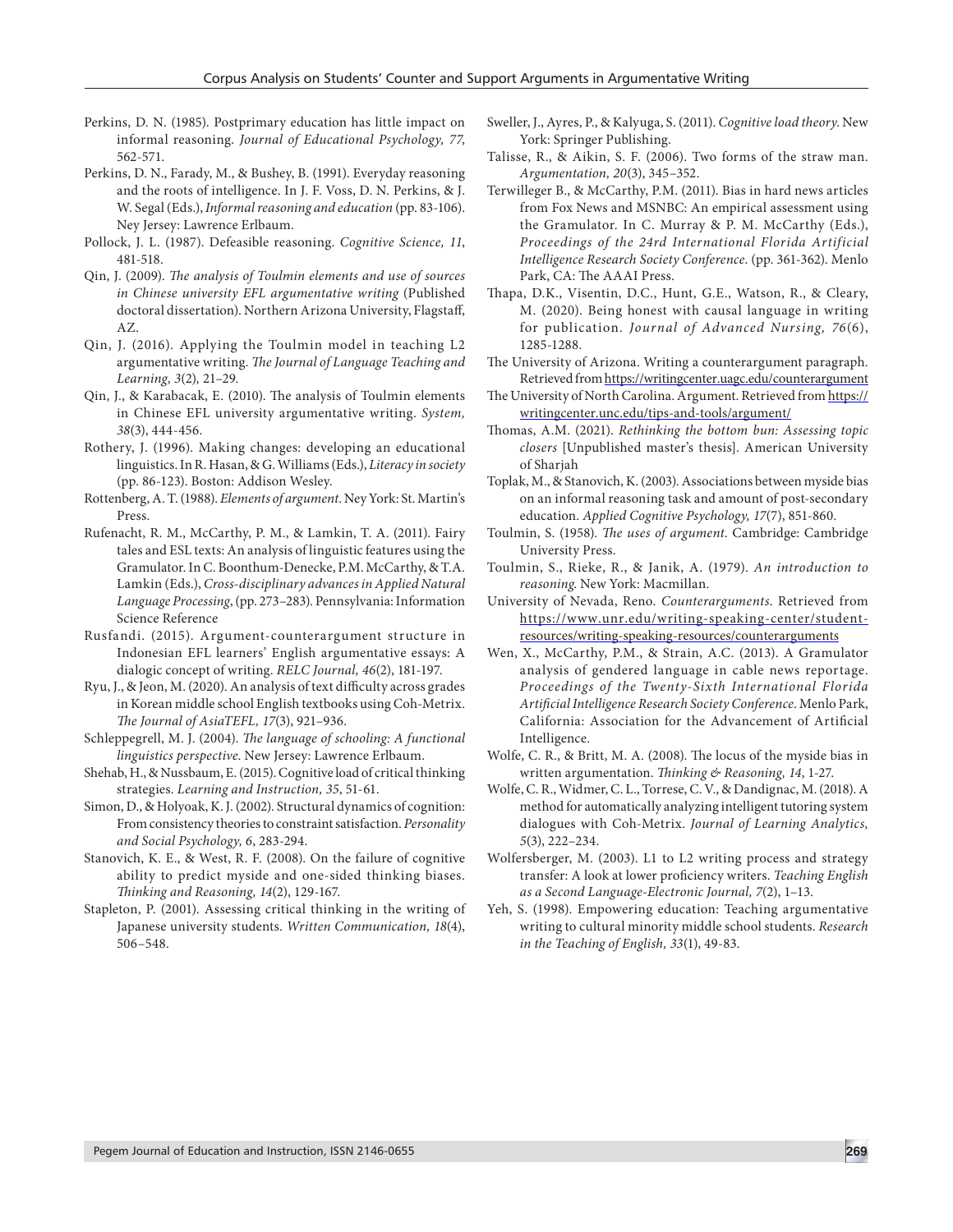Perkins, D. N. (1985). Postprimary education has little impact on informal reasoning. *Journal of Educational Psychology, 77*, 562-571.

Perkins, D. N., Farady, M., & Bushey, B. (1991). Everyday reasoning and the roots of intelligence. In J. F. Voss, D. N. Perkins, & J. W. Segal (Eds.), *Informal reasoning and education* (pp. 83-106). Ney Jersey: Lawrence Erlbaum.

Pollock, J. L. (1987). Defeasible reasoning. *Cognitive Science, 11*, 481-518.

Qin, J. (2009). *The analysis of Toulmin elements and use of sources in Chinese university EFL argumentative writing* (Published doctoral dissertation). Northern Arizona University, Flagstaff, AZ.

Qin, J. (2016). Applying the Toulmin model in teaching L2 argumentative writing. *The Journal of Language Teaching and Learning, 3*(2)*,* 21–29.

Qin, J., & Karabacak, E. (2010). The analysis of Toulmin elements in Chinese EFL university argumentative writing. *System, 38*(3), 444-456.

Rothery, J. (1996). Making changes: developing an educational linguistics. In R. Hasan, & G. Williams (Eds.), *Literacy in society* (pp. 86-123). Boston: Addison Wesley.

Rottenberg, A. T. (1988). *Elements of argument*. Ney York: St. Martin's Press.

Rufenacht, R. M., McCarthy, P. M., & Lamkin, T. A. (2011). Fairy tales and ESL texts: An analysis of linguistic features using the Gramulator. In C. Boonthum-Denecke, P.M. McCarthy, & T.A. Lamkin (Eds.), *Cross-disciplinary advances in Applied Natural Language Processing*, (pp. 273–283). Pennsylvania: Information Science Reference

Rusfandi. (2015). Argument-counterargument structure in Indonesian EFL learners' English argumentative essays: A dialogic concept of writing. *RELC Journal, 46*(2), 181-197.

Ryu, J., & Jeon, M. (2020). An analysis of text difficulty across grades in Korean middle school English textbooks using Coh-Metrix. *The Journal of AsiaTEFL, 17*(3), 921–936.

Schleppegrell, M. J. (2004). *The language of schooling: A functional linguistics perspective.* New Jersey: Lawrence Erlbaum.

Shehab, H., & Nussbaum, E. (2015). Cognitive load of critical thinking strategies. *Learning and Instruction, 35*, 51-61.

Simon, D., & Holyoak, K. J. (2002). Structural dynamics of cognition: From consistency theories to constraint satisfaction. *Personality and Social Psychology, 6*, 283-294.

Stanovich, K. E., & West, R. F. (2008). On the failure of cognitive ability to predict myside and one-sided thinking biases. *Thinking and Reasoning, 14*(2), 129-167.

Stapleton, P. (2001). Assessing critical thinking in the writing of Japanese university students. *Written Communication, 18*(4), 506–548.

Sweller, J., Ayres, P., & Kalyuga, S. (2011). *Cognitive load theory*. New York: Springer Publishing.

Talisse, R., & Aikin, S. F. (2006). Two forms of the straw man. *Argumentation, 20*(3), 345–352.

Terwilleger B., & McCarthy, P.M. (2011). Bias in hard news articles from Fox News and MSNBC: An empirical assessment using the Gramulator. In C. Murray & P. M. McCarthy (Eds.), *Proceedings of the 24rd International Florida Artificial Intelligence Research Society Conference*. (pp. 361-362). Menlo Park, CA: The AAAI Press.

Thapa, D.K., Visentin, D.C., Hunt, G.E., Watson, R., & Cleary, M. (2020). Being honest with causal language in writing for publication. *Journal of Advanced Nursing, 76*(6), 1285-1288.

The University of Arizona. Writing a counterargument paragraph. Retrieved from https://writingcenter.uagc.edu/counterargument

The University of North Carolina. Argument. Retrieved from https://writingcenter.unc.edu/tips-and-tools/argument/

Thomas, A.M. (2021). *Rethinking the bottom bun: Assessing topic closers* [Unpublished master's thesis]. American University of Sharjah

Toplak, M., & Stanovich, K. (2003). Associations between myside bias on an informal reasoning task and amount of post-secondary education. *Applied Cognitive Psychology, 17*(7), 851-860.

Toulmin, S. (1958). *The uses of argument*. Cambridge: Cambridge University Press.

Toulmin, S., Rieke, R., & Janik, A. (1979). *An introduction to reasoning*. New York: Macmillan.

University of Nevada, Reno. *Counterarguments*. Retrieved from https://www.unr.edu/writing-speaking-center/student-resources/writing-speaking-resources/counterarguments

Wen, X., McCarthy, P.M., & Strain, A.C. (2013). A Gramulator analysis of gendered language in cable news reportage. *Proceedings of the Twenty-Sixth International Florida Artificial Intelligence Research Society Conference*. Menlo Park, California: Association for the Advancement of Artificial Intelligence.

Wolfe, C. R., & Britt, M. A. (2008). The locus of the myside bias in written argumentation. *Thinking & Reasoning, 14*, 1-27.

Wolfe, C. R., Widmer, C. L., Torrese, C. V., & Dandignac, M. (2018). A method for automatically analyzing intelligent tutoring system dialogues with Coh-Metrix. *Journal of Learning Analytics, 5*(3), 222–234.

Wolfersberger, M. (2003). L1 to L2 writing process and strategy transfer: A look at lower proficiency writers. *Teaching English as a Second Language-Electronic Journal, 7*(2), 1–13.

Yeh, S. (1998). Empowering education: Teaching argumentative writing to cultural minority middle school students. *Research in the Teaching of English, 33*(1), 49-83.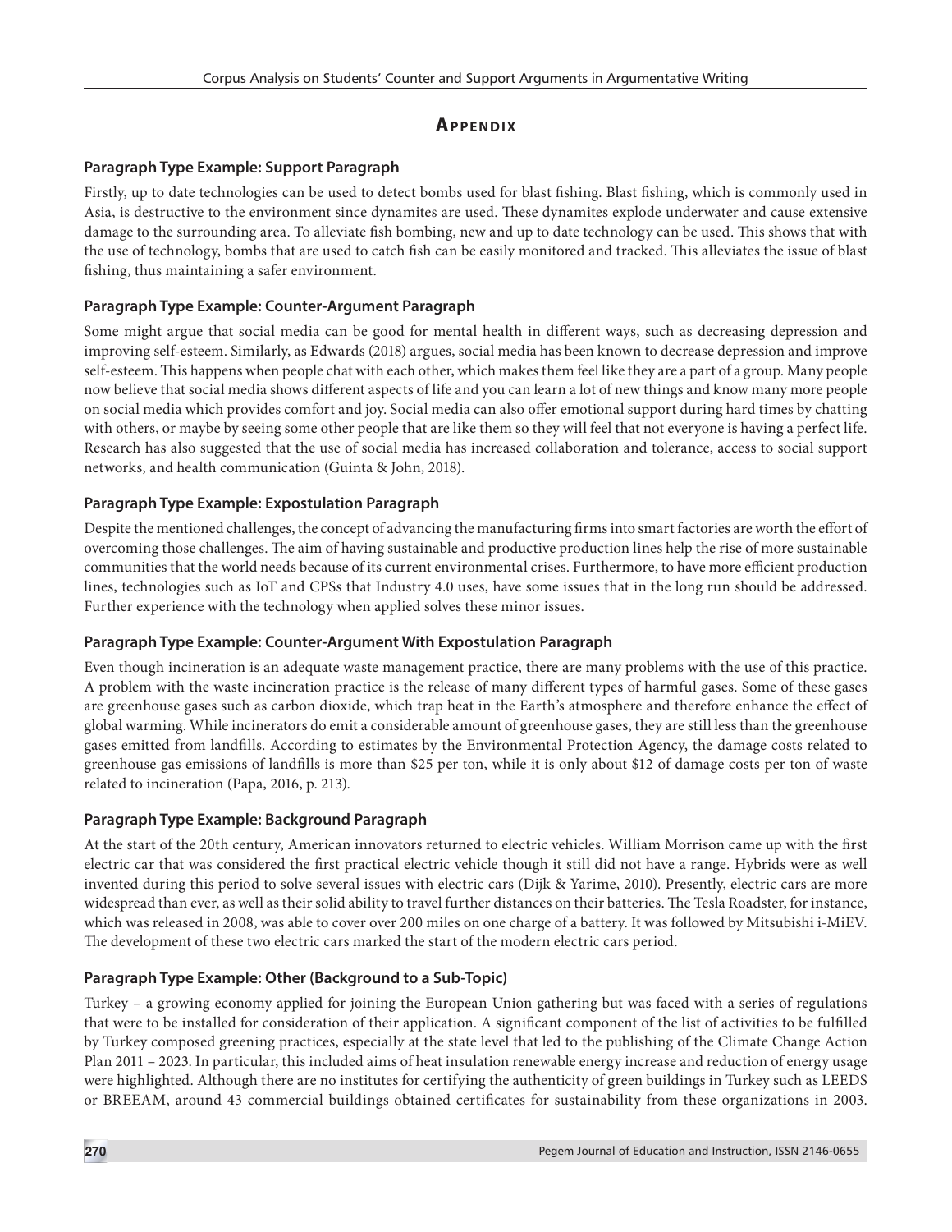## Appendix

### Paragraph Type Example: Support Paragraph

Firstly, up to date technologies can be used to detect bombs used for blast fishing. Blast fishing, which is commonly used in Asia, is destructive to the environment since dynamites are used. These dynamites explode underwater and cause extensive damage to the surrounding area. To alleviate fish bombing, new and up to date technology can be used. This shows that with the use of technology, bombs that are used to catch fish can be easily monitored and tracked. This alleviates the issue of blast fishing, thus maintaining a safer environment.

### Paragraph Type Example: Counter-Argument Paragraph

Some might argue that social media can be good for mental health in different ways, such as decreasing depression and improving self-esteem. Similarly, as Edwards (2018) argues, social media has been known to decrease depression and improve self-esteem. This happens when people chat with each other, which makes them feel like they are a part of a group. Many people now believe that social media shows different aspects of life and you can learn a lot of new things and know many more people on social media which provides comfort and joy. Social media can also offer emotional support during hard times by chatting with others, or maybe by seeing some other people that are like them so they will feel that not everyone is having a perfect life. Research has also suggested that the use of social media has increased collaboration and tolerance, access to social support networks, and health communication (Guinta & John, 2018).

### Paragraph Type Example: Expostulation Paragraph

Despite the mentioned challenges, the concept of advancing the manufacturing firms into smart factories are worth the effort of overcoming those challenges. The aim of having sustainable and productive production lines help the rise of more sustainable communities that the world needs because of its current environmental crises. Furthermore, to have more efficient production lines, technologies such as IoT and CPSs that Industry 4.0 uses, have some issues that in the long run should be addressed. Further experience with the technology when applied solves these minor issues.

### Paragraph Type Example: Counter-Argument With Expostulation Paragraph

Even though incineration is an adequate waste management practice, there are many problems with the use of this practice. A problem with the waste incineration practice is the release of many different types of harmful gases. Some of these gases are greenhouse gases such as carbon dioxide, which trap heat in the Earth's atmosphere and therefore enhance the effect of global warming. While incinerators do emit a considerable amount of greenhouse gases, they are still less than the greenhouse gases emitted from landfills. According to estimates by the Environmental Protection Agency, the damage costs related to greenhouse gas emissions of landfills is more than $25 per ton, while it is only about $12 of damage costs per ton of waste related to incineration (Papa, 2016, p. 213).

### Paragraph Type Example: Background Paragraph

At the start of the 20th century, American innovators returned to electric vehicles. William Morrison came up with the first electric car that was considered the first practical electric vehicle though it still did not have a range. Hybrids were as well invented during this period to solve several issues with electric cars (Dijk & Yarime, 2010). Presently, electric cars are more widespread than ever, as well as their solid ability to travel further distances on their batteries. The Tesla Roadster, for instance, which was released in 2008, was able to cover over 200 miles on one charge of a battery. It was followed by Mitsubishi i-MiEV. The development of these two electric cars marked the start of the modern electric cars period.

### Paragraph Type Example: Other (Background to a Sub-Topic)

Turkey – a growing economy applied for joining the European Union gathering but was faced with a series of regulations that were to be installed for consideration of their application. A significant component of the list of activities to be fulfilled by Turkey composed greening practices, especially at the state level that led to the publishing of the Climate Change Action Plan 2011 – 2023. In particular, this included aims of heat insulation renewable energy increase and reduction of energy usage were highlighted. Although there are no institutes for certifying the authenticity of green buildings in Turkey such as LEEDS or BREEAM, around 43 commercial buildings obtained certificates for sustainability from these organizations in 2003.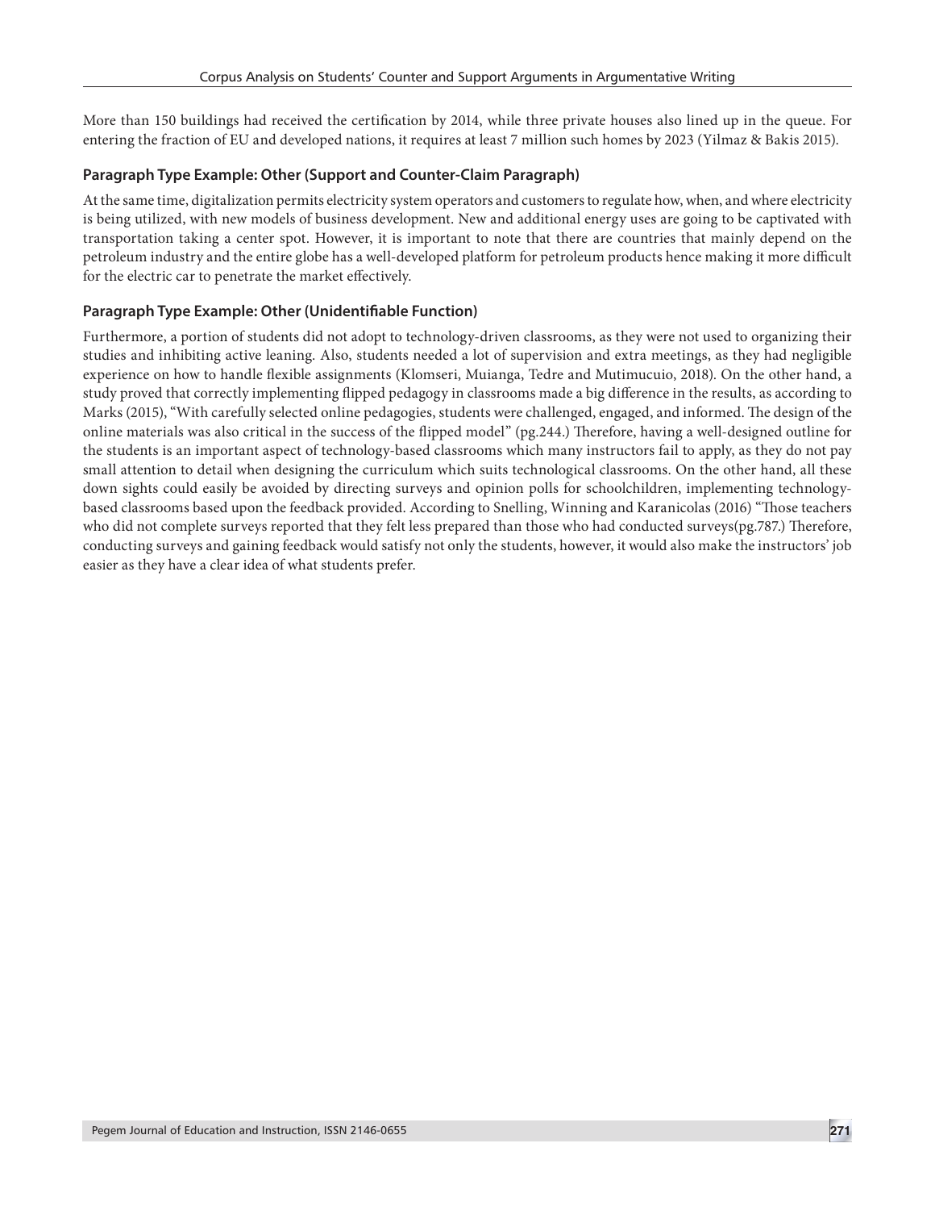More than 150 buildings had received the certification by 2014, while three private houses also lined up in the queue. For entering the fraction of EU and developed nations, it requires at least 7 million such homes by 2023 (Yilmaz & Bakis 2015).

### Paragraph Type Example: Other (Support and Counter-Claim Paragraph)

At the same time, digitalization permits electricity system operators and customers to regulate how, when, and where electricity is being utilized, with new models of business development. New and additional energy uses are going to be captivated with transportation taking a center spot. However, it is important to note that there are countries that mainly depend on the petroleum industry and the entire globe has a well-developed platform for petroleum products hence making it more difficult for the electric car to penetrate the market effectively.

### Paragraph Type Example: Other (Unidentifiable Function)

Furthermore, a portion of students did not adopt to technology-driven classrooms, as they were not used to organizing their studies and inhibiting active leaning. Also, students needed a lot of supervision and extra meetings, as they had negligible experience on how to handle flexible assignments (Klomseri, Muianga, Tedre and Mutimucuio, 2018). On the other hand, a study proved that correctly implementing flipped pedagogy in classrooms made a big difference in the results, as according to Marks (2015), "With carefully selected online pedagogies, students were challenged, engaged, and informed. The design of the online materials was also critical in the success of the flipped model" (pg.244.) Therefore, having a well-designed outline for the students is an important aspect of technology-based classrooms which many instructors fail to apply, as they do not pay small attention to detail when designing the curriculum which suits technological classrooms. On the other hand, all these down sights could easily be avoided by directing surveys and opinion polls for schoolchildren, implementing technology-based classrooms based upon the feedback provided. According to Snelling, Winning and Karanicolas (2016) "Those teachers who did not complete surveys reported that they felt less prepared than those who had conducted surveys(pg.787.) Therefore, conducting surveys and gaining feedback would satisfy not only the students, however, it would also make the instructors' job easier as they have a clear idea of what students prefer.